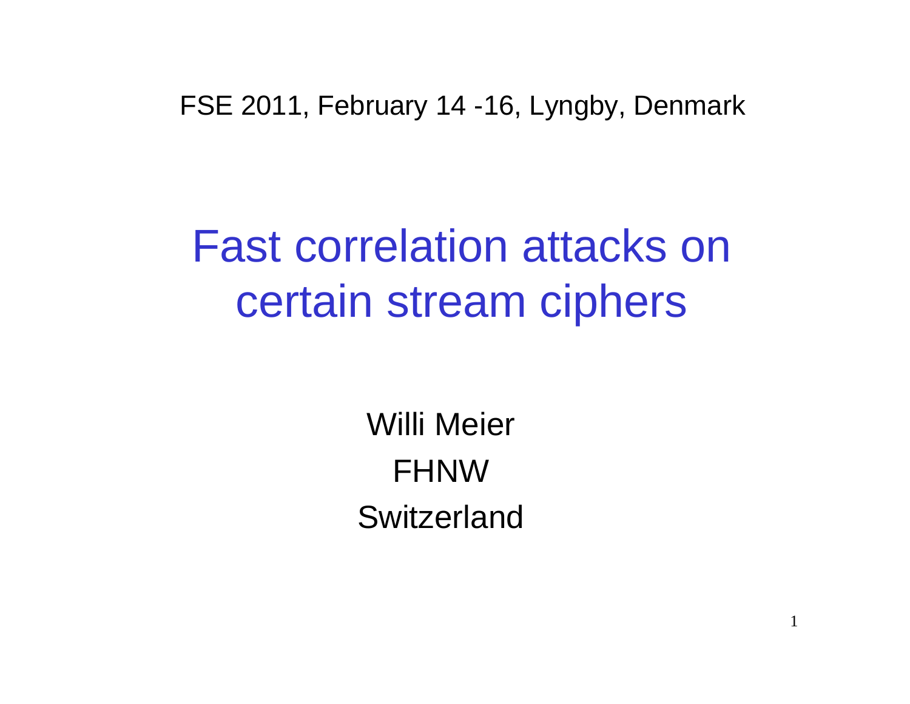FSE 2011, February 14 -16, Lyngby, Denmark

# Fast correlation attacks on certain stream ciphers

Willi Meier

FHNW

Switzerland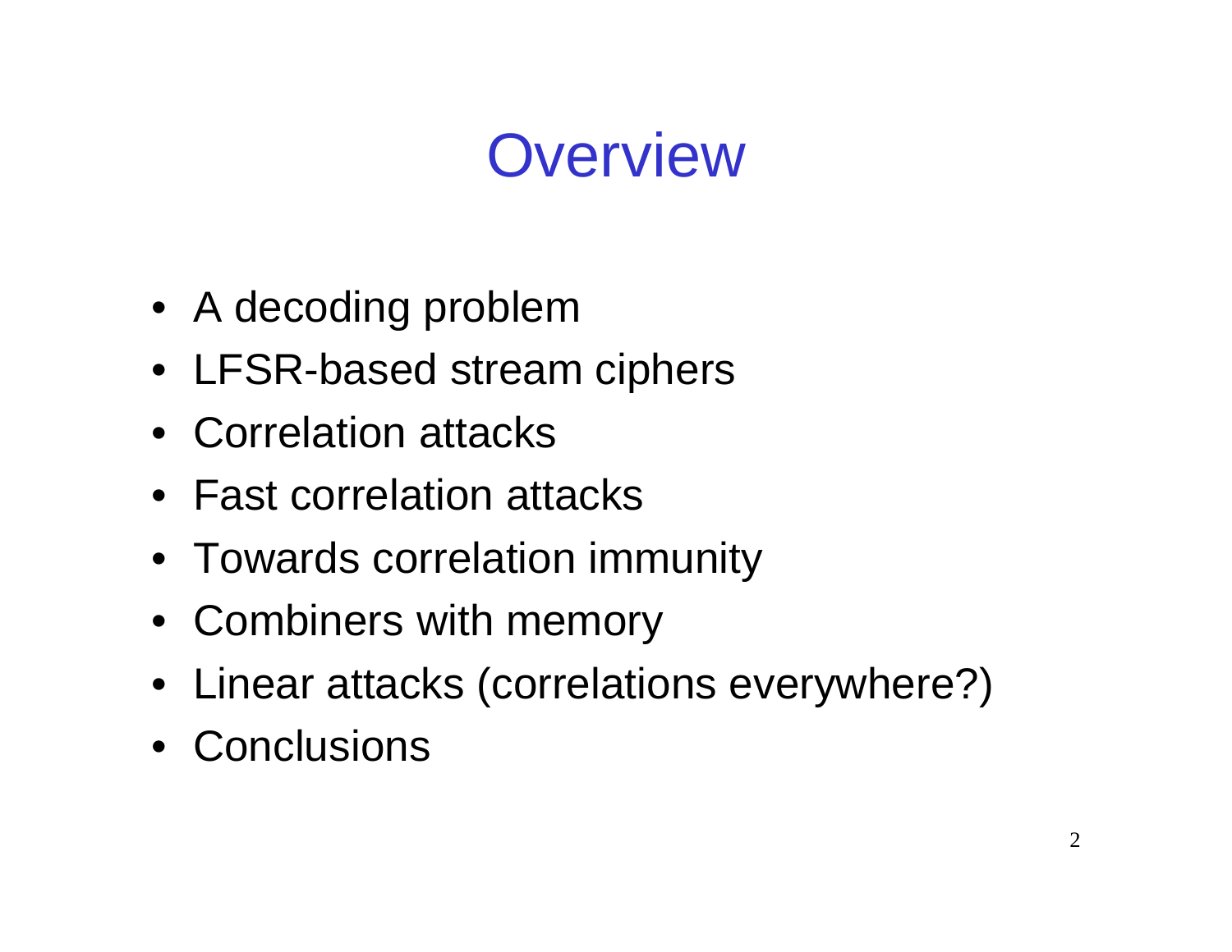# Overview

- A decoding problem
- LFSR-based stream ciphers
- Correlation attacks
- Fast correlation attacks
- Towards correlation immunity
- Combiners with memory
- Linear attacks (correlations everywhere?)
- Conclusions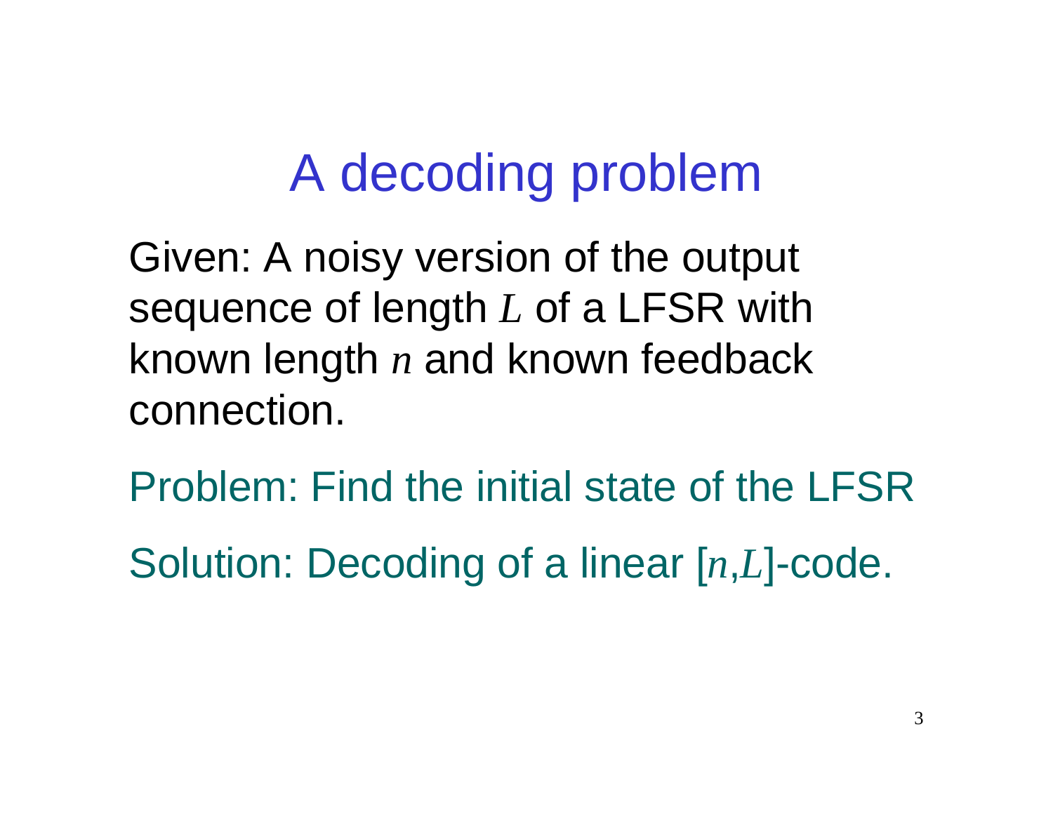# A decoding problem

Given: A noisy version of the output sequence of length $L$ of a LFSR with known length $n$ and known feedback connection.

Problem: Find the initial state of the LFSR

Solution: Decoding of a linear [$n$,$L$]-code.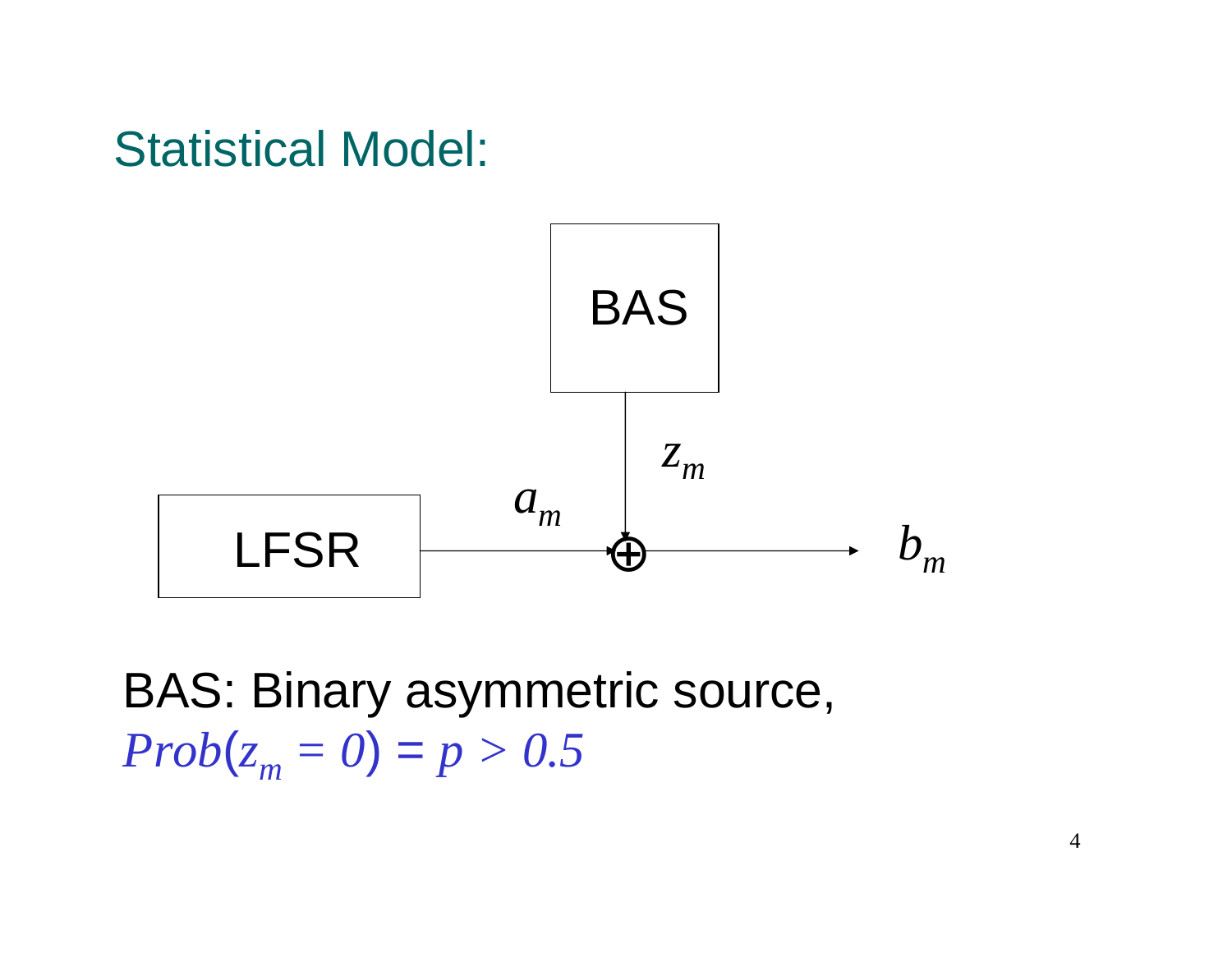## Statistical Model:

BAS

LFSR

$a_m$

$z_m$

$b_m$

BAS: Binary asymmetric source,

$Prob(z_m = 0) = p > 0.5$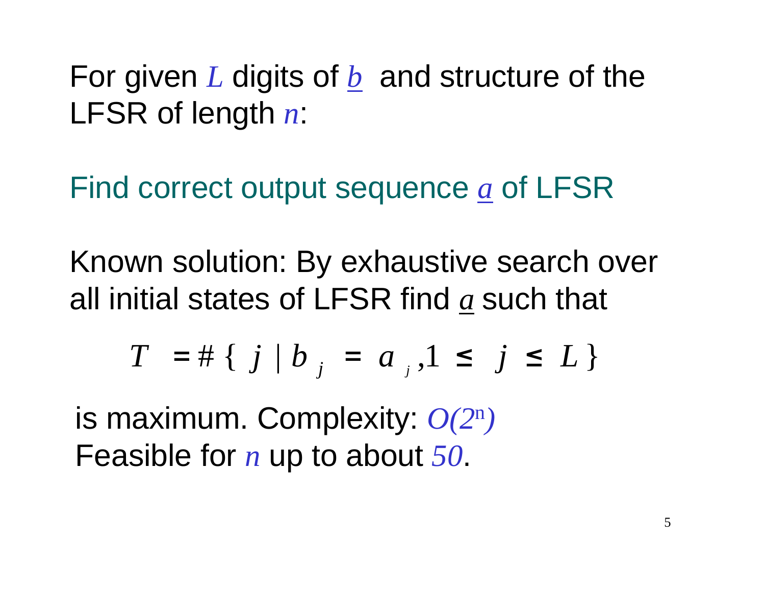For given $L$ digits of $\underline{b}$ and structure of the LFSR of length $n$:

Find correct output sequence $\underline{a}$ of LFSR

Known solution: By exhaustive search over all initial states of LFSR find $\underline{a}$ such that

$$T = \#\{ j \mid b_j = a_j, 1 \leq j \leq L \}$$

is maximum. Complexity: $O(2^n)$

Feasible for $n$ up to about $50$.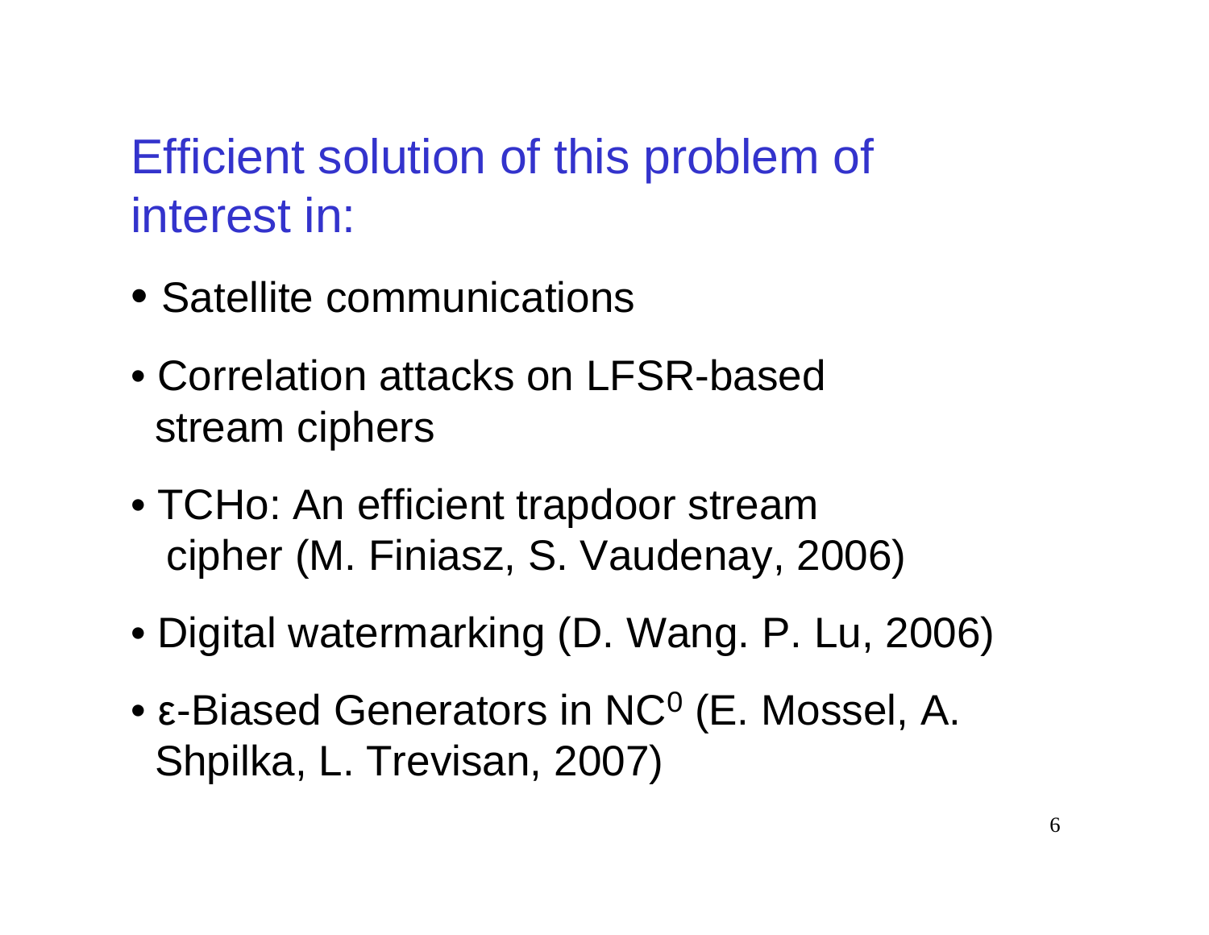# Efficient solution of this problem of interest in:

- Satellite communications
- Correlation attacks on LFSR-based stream ciphers
- TCHo: An efficient trapdoor stream cipher (M. Finiasz, S. Vaudenay, 2006)
- Digital watermarking (D. Wang. P. Lu, 2006)
- ε-Biased Generators in $NC^0$ (E. Mossel, A. Shpilka, L. Trevisan, 2007)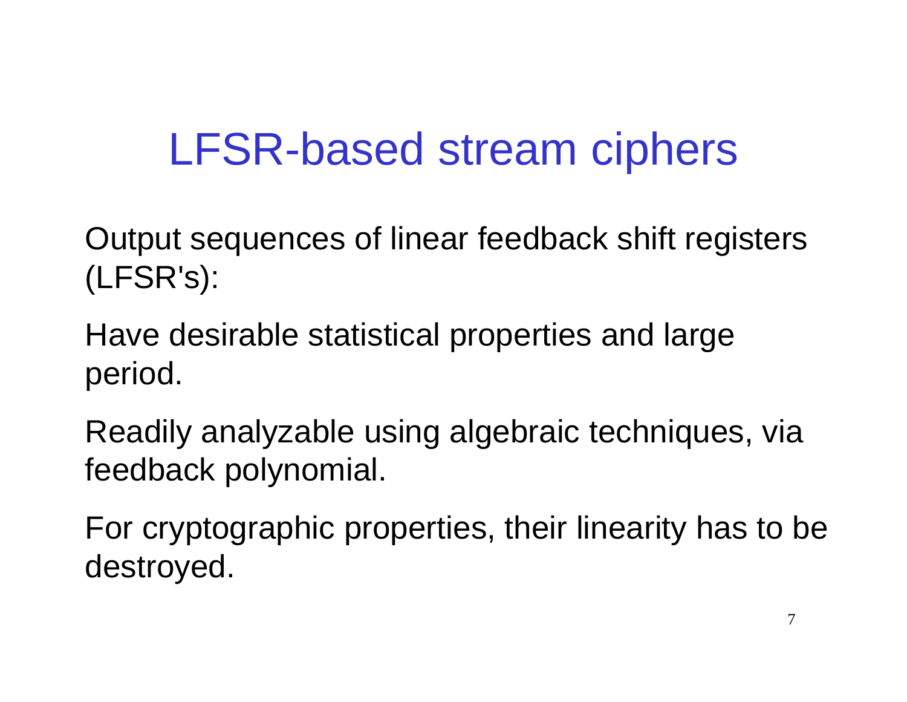# LFSR-based stream ciphers

Output sequences of linear feedback shift registers (LFSR's):

Have desirable statistical properties and large period.

Readily analyzable using algebraic techniques, via feedback polynomial.

For cryptographic properties, their linearity has to be destroyed.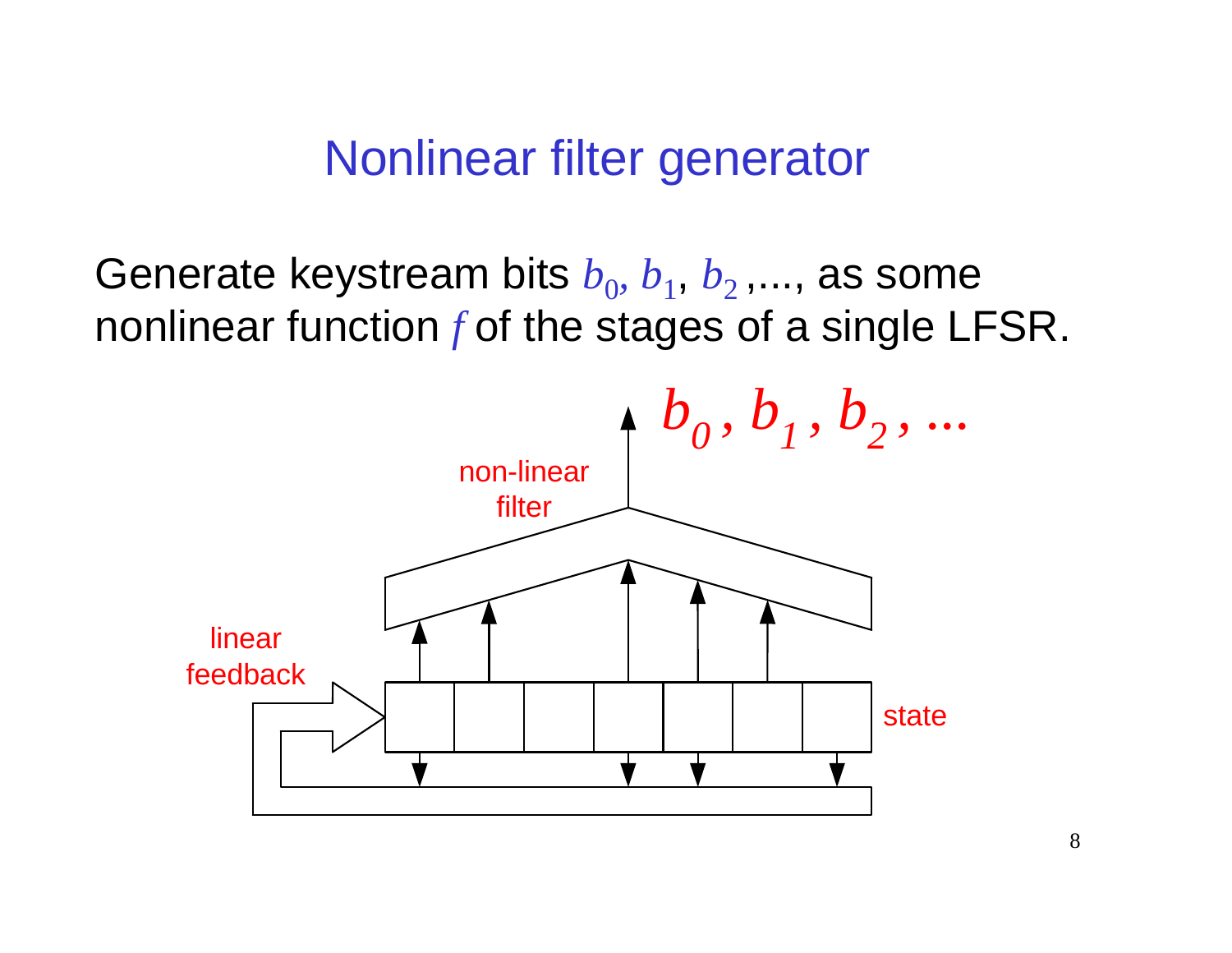# Nonlinear filter generator

Generate keystream bits $b_0, b_1, b_2$ ,..., as some nonlinear function $f$ of the stages of a single LFSR.

$b_0, b_1, b_2, \ldots$

non-linear filter

linear feedback

state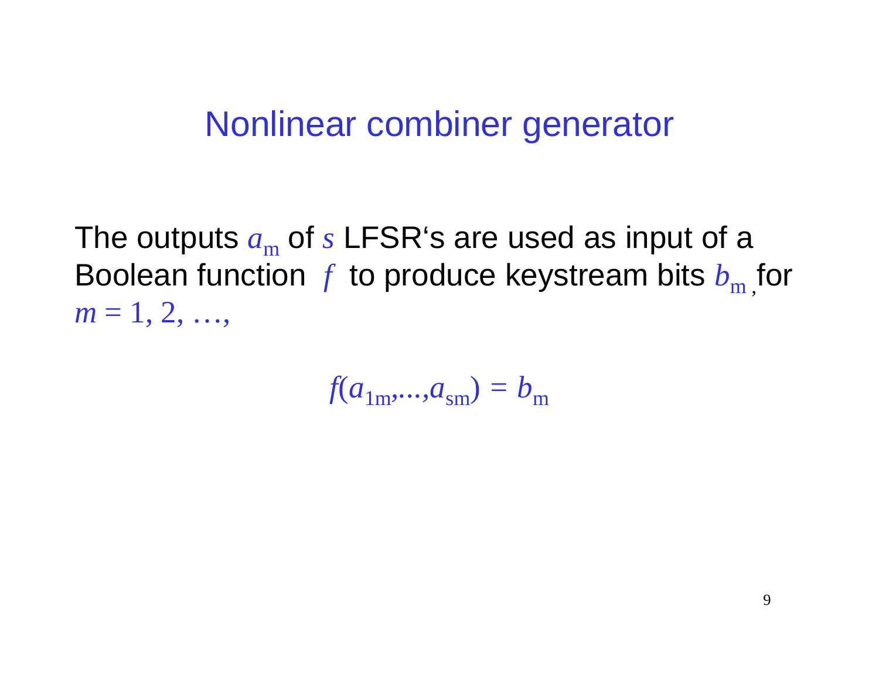# Nonlinear combiner generator

The outputs $a_m$ of $s$ LFSR's are used as input of a Boolean function $f$ to produce keystream bits $b_m$, for $m = 1, 2, \ldots,$

$$f(a_{1m},\ldots,a_{sm}) = b_m$$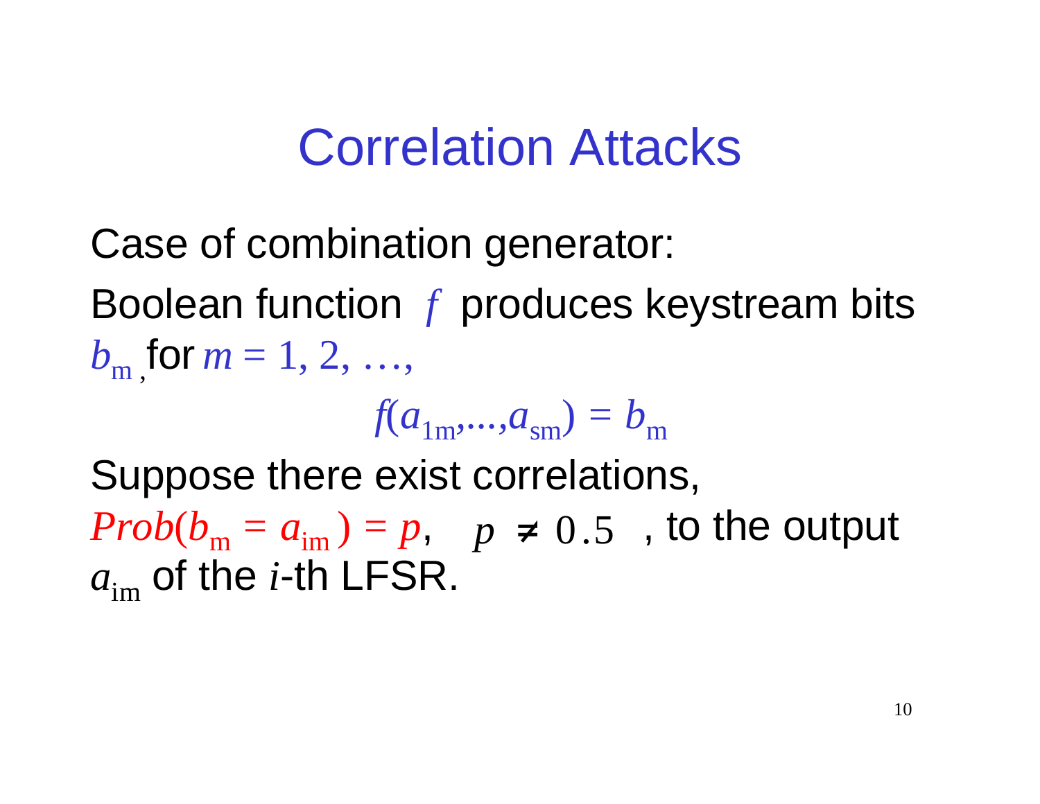# Correlation Attacks

Case of combination generator:

Boolean function $f$ produces keystream bits $b_m$, for $m = 1, 2, \ldots,$

$$f(a_{1m},\ldots,a_{sm}) = b_m$$

Suppose there exist correlations, $Prob(b_m = a_{im}) = p$, $p \neq 0.5$, to the output $a_{im}$ of the $i$-th LFSR.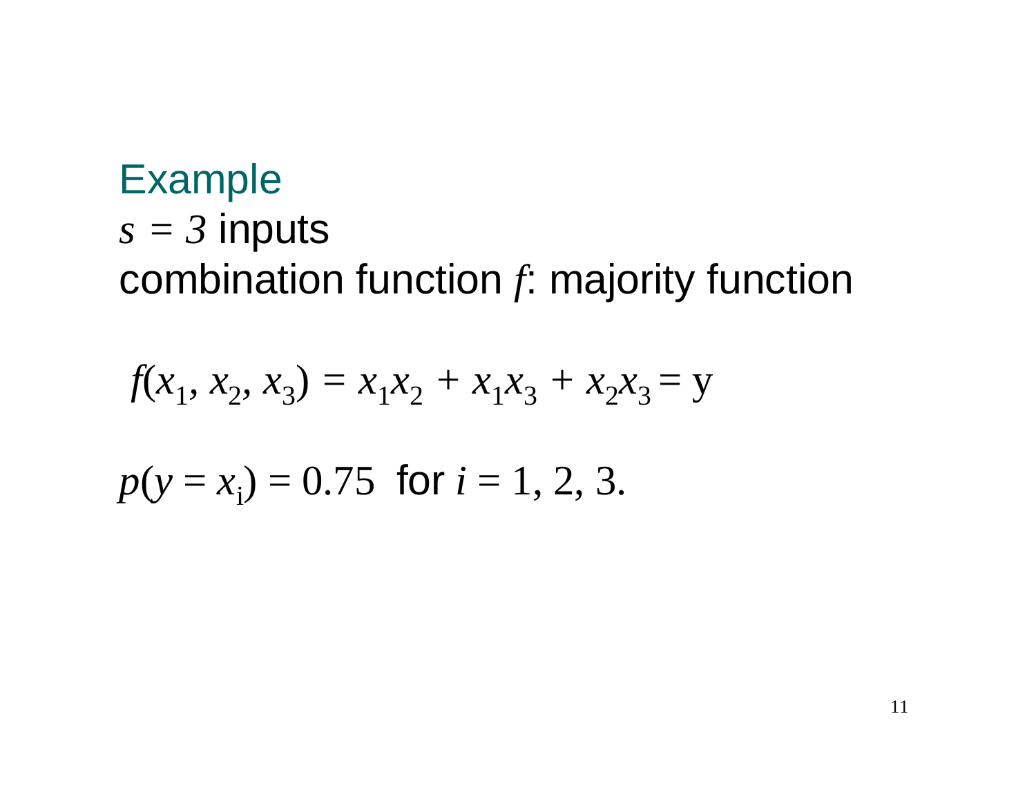## Example

$s = 3$ inputs

combination function $f$: majority function

$$f(x_1, x_2, x_3) = x_1x_2 + x_1x_3 + x_2x_3 = y$$

$p(y = x_i) = 0.75$ for $i = 1, 2, 3.$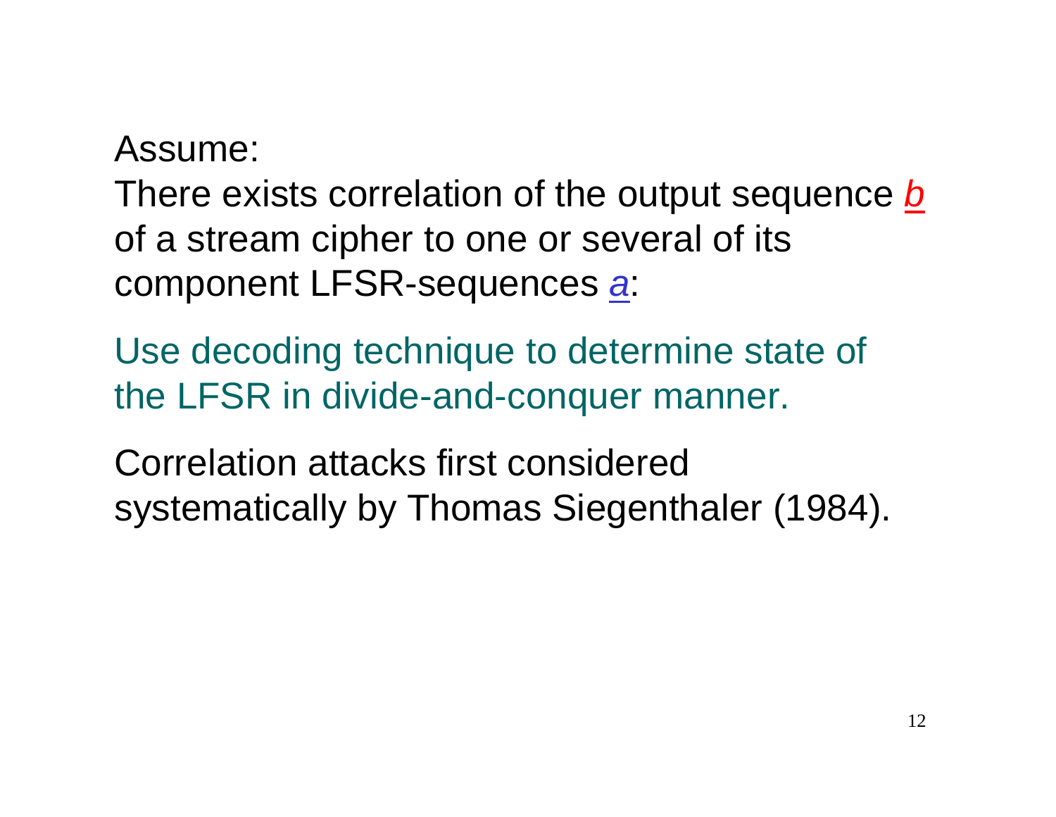Assume:
There exists correlation of the output sequence $\underline{b}$ of a stream cipher to one or several of its component LFSR-sequences $\underline{a}$:

Use decoding technique to determine state of the LFSR in divide-and-conquer manner.

Correlation attacks first considered systematically by Thomas Siegenthaler (1984).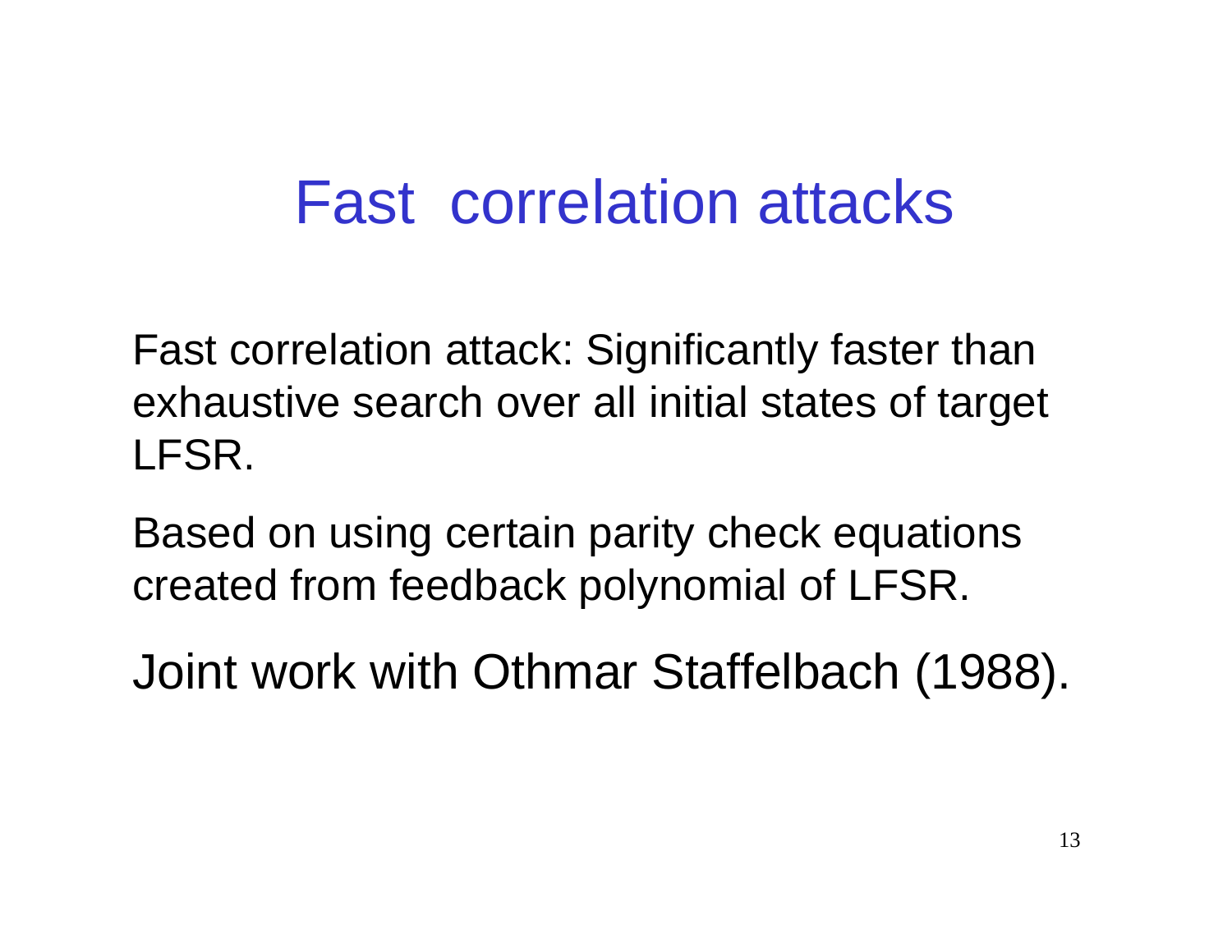# Fast correlation attacks

Fast correlation attack: Significantly faster than exhaustive search over all initial states of target LFSR.

Based on using certain parity check equations created from feedback polynomial of LFSR.

Joint work with Othmar Staffelbach (1988).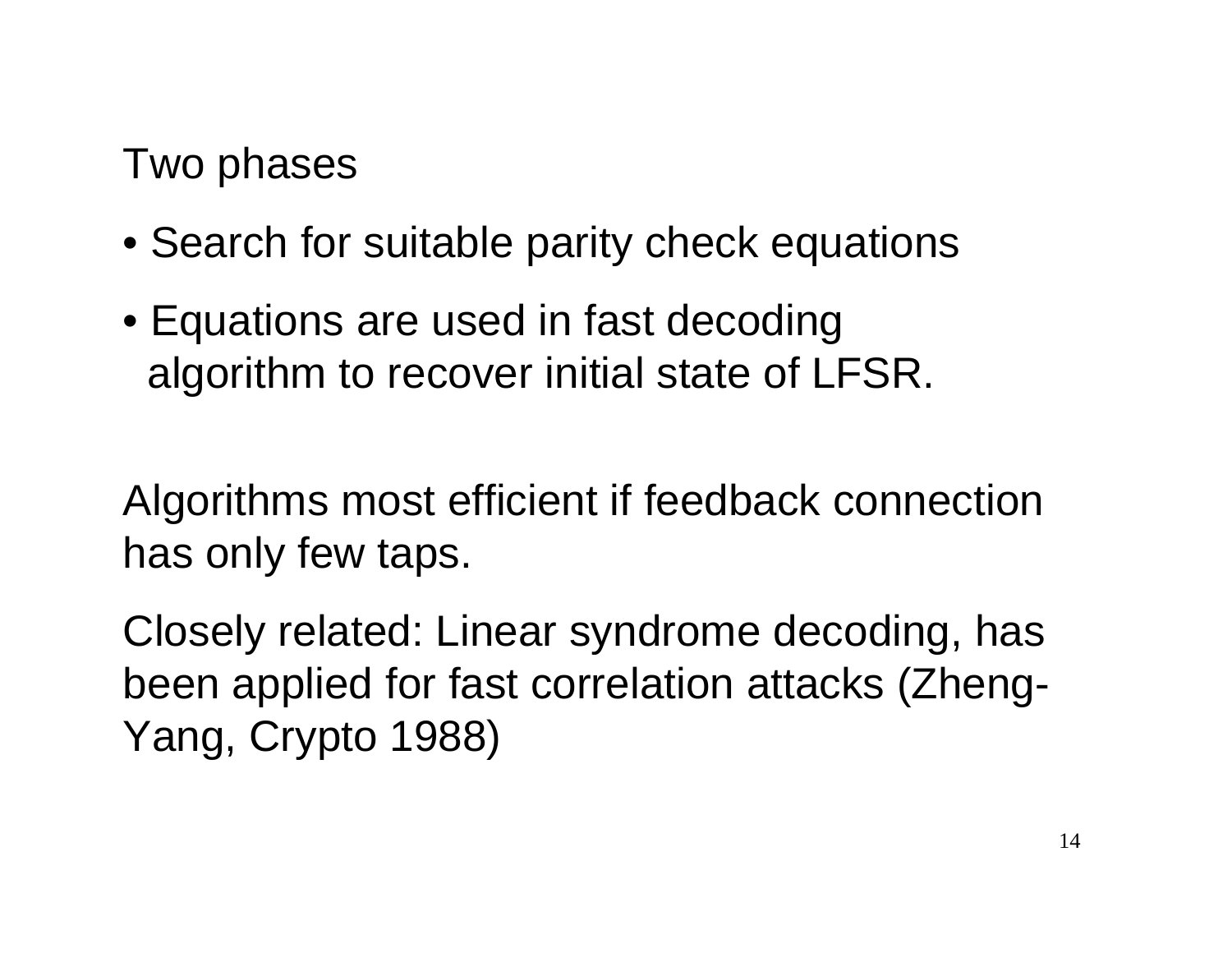Two phases

- Search for suitable parity check equations
- Equations are used in fast decoding algorithm to recover initial state of LFSR.

Algorithms most efficient if feedback connection has only few taps.

Closely related: Linear syndrome decoding, has been applied for fast correlation attacks (Zheng-Yang, Crypto 1988)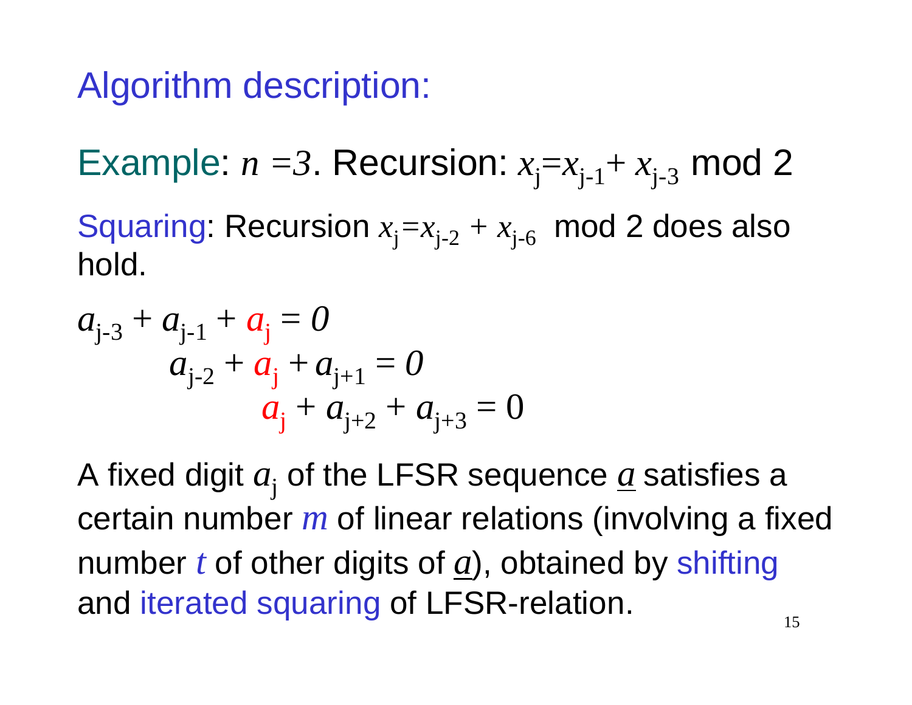# Algorithm description:

Example: $n = 3$. Recursion: $x_j = x_{j-1} + x_{j-3}$ mod 2

Squaring: Recursion $x_j = x_{j-2} + x_{j-6}$ mod 2 does also hold.

$$
\begin{aligned}
&a_{j-3} + a_{j-1} + a_j = 0 \\
&\qquad a_{j-2} + a_j + a_{j+1} = 0 \\
&\qquad\qquad a_j + a_{j+2} + a_{j+3} = 0
\end{aligned}
$$

A fixed digit $a_j$ of the LFSR sequence $\underline{a}$ satisfies a certain number $m$ of linear relations (involving a fixed number $t$ of other digits of $\underline{a}$), obtained by shifting and iterated squaring of LFSR-relation.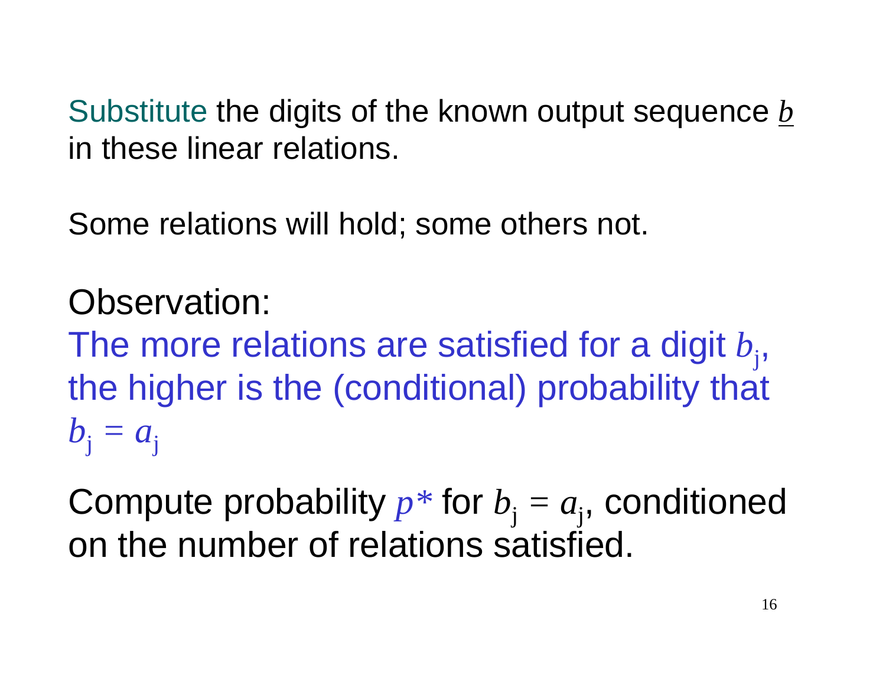Substitute the digits of the known output sequence $\underline{b}$ in these linear relations.

Some relations will hold; some others not.

Observation:

The more relations are satisfied for a digit $b_j$, the higher is the (conditional) probability that $b_j = a_j$

Compute probability $p^*$ for $b_j = a_j$, conditioned on the number of relations satisfied.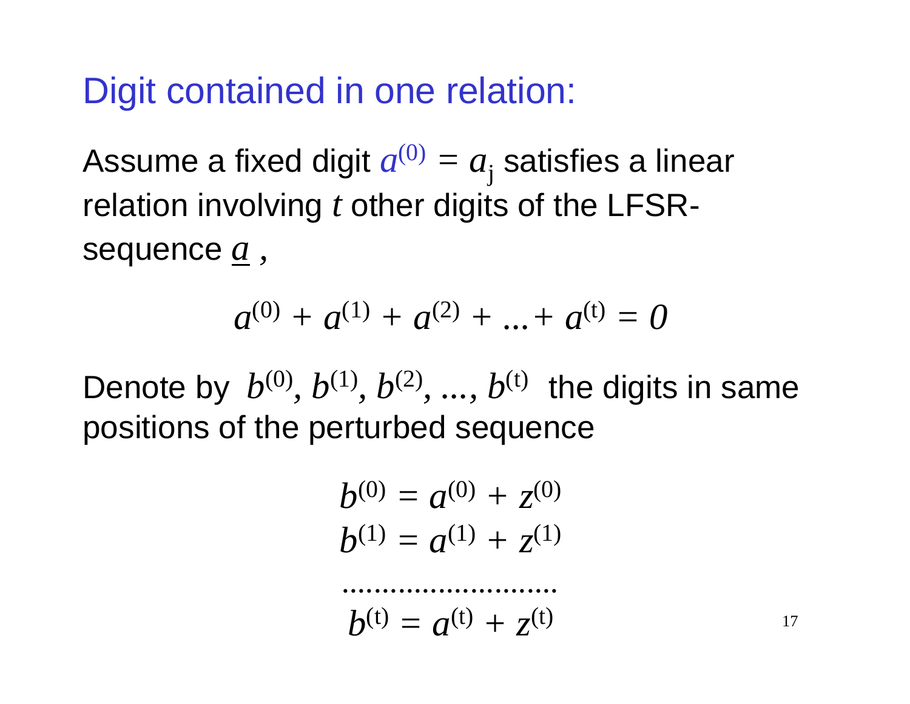# Digit contained in one relation:

Assume a fixed digit $a^{(0)} = a_j$ satisfies a linear relation involving $t$ other digits of the LFSR-sequence $\underline{a}$ ,

$$a^{(0)} + a^{(1)} + a^{(2)} + ... + a^{(t)} = 0$$

Denote by $b^{(0)}, b^{(1)}, b^{(2)}, ..., b^{(t)}$ the digits in same positions of the perturbed sequence

$$b^{(0)} = a^{(0)} + z^{(0)}$$
$$b^{(1)} = a^{(1)} + z^{(1)}$$
$$..........................$$
$$b^{(t)} = a^{(t)} + z^{(t)}$$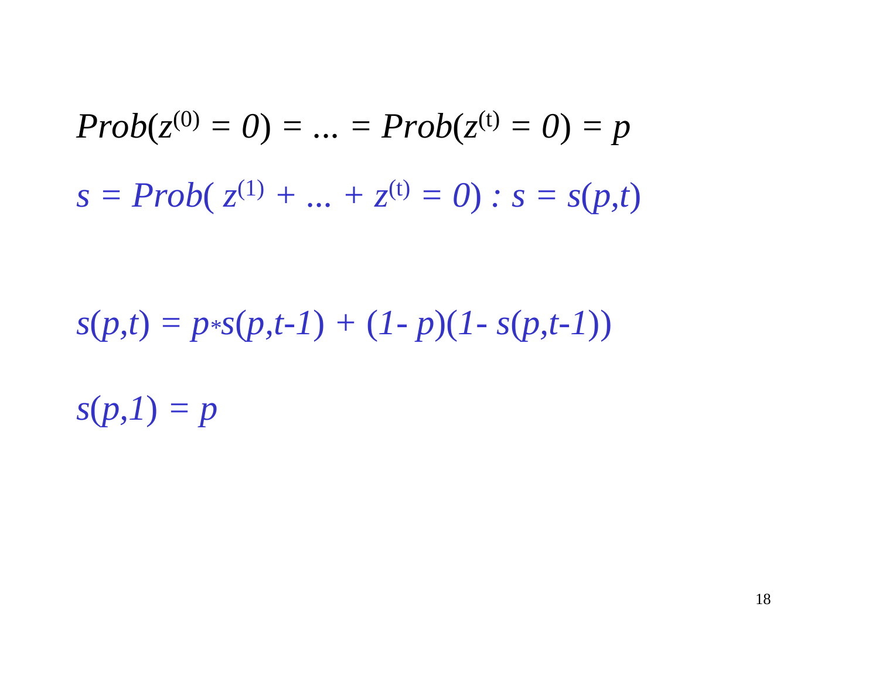$$Prob(z^{(0)} = 0) = \ldots = Prob(z^{(t)} = 0) = p$$

$$s = Prob(\, z^{(1)} + \ldots + z^{(t)} = 0) : s = s(p,t)$$

$$s(p,t) = p * s(p,t\text{-}1) + (1\text{-}\, p)(1\text{-}\, s(p,t\text{-}1))$$

$$s(p,1) = p$$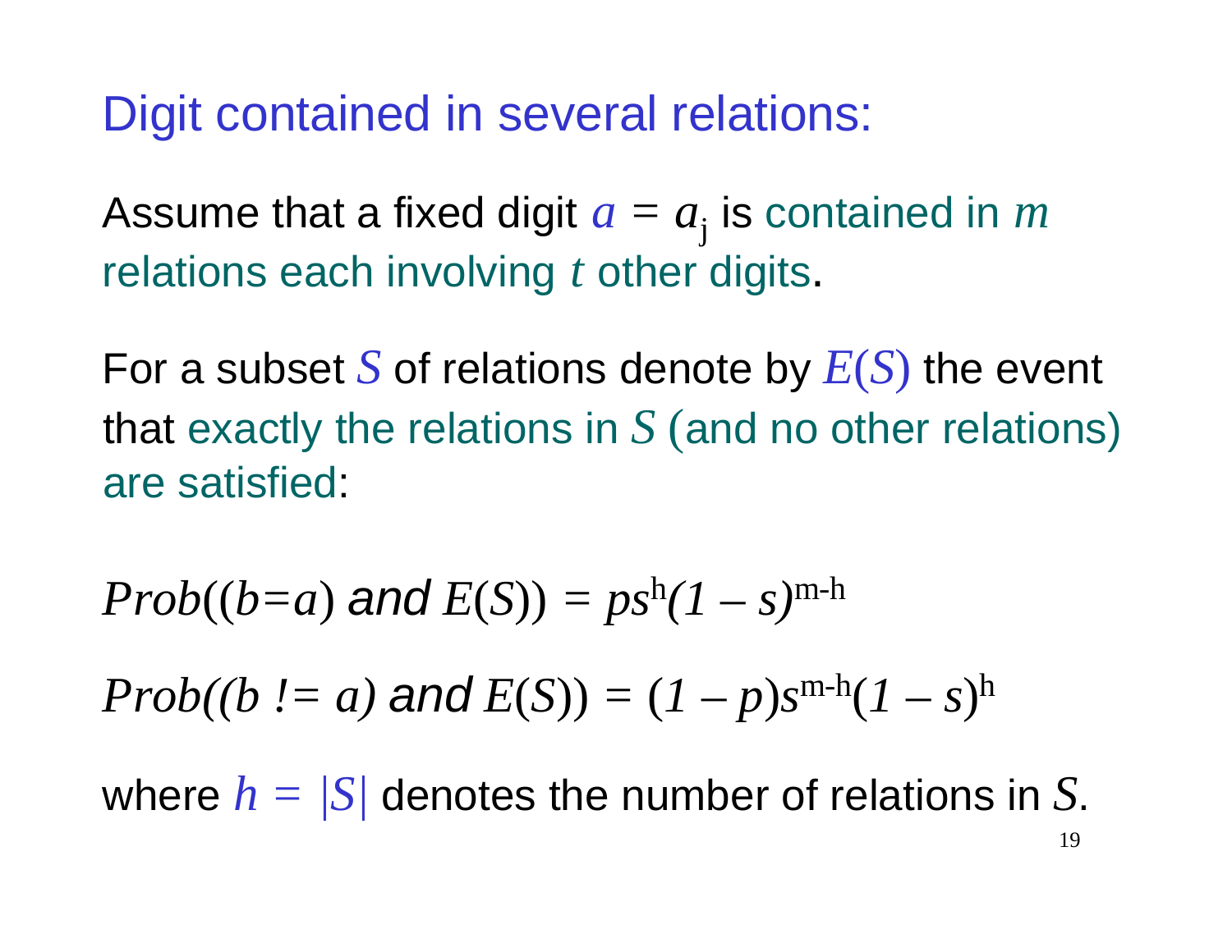# Digit contained in several relations:

Assume that a fixed digit $a = a_j$ is contained in $m$ relations each involving $t$ other digits.

For a subset $S$ of relations denote by $E(S)$ the event that exactly the relations in $S$ (and no other relations) are satisfied:

$$Prob((b=a) \text{ and } E(S)) = ps^h(1 - s)^{m-h}$$

$$Prob((b \mathrel{!}= a) \text{ and } E(S)) = (1 - p)s^{m-h}(1 - s)^h$$

where $h = |S|$ denotes the number of relations in $S$.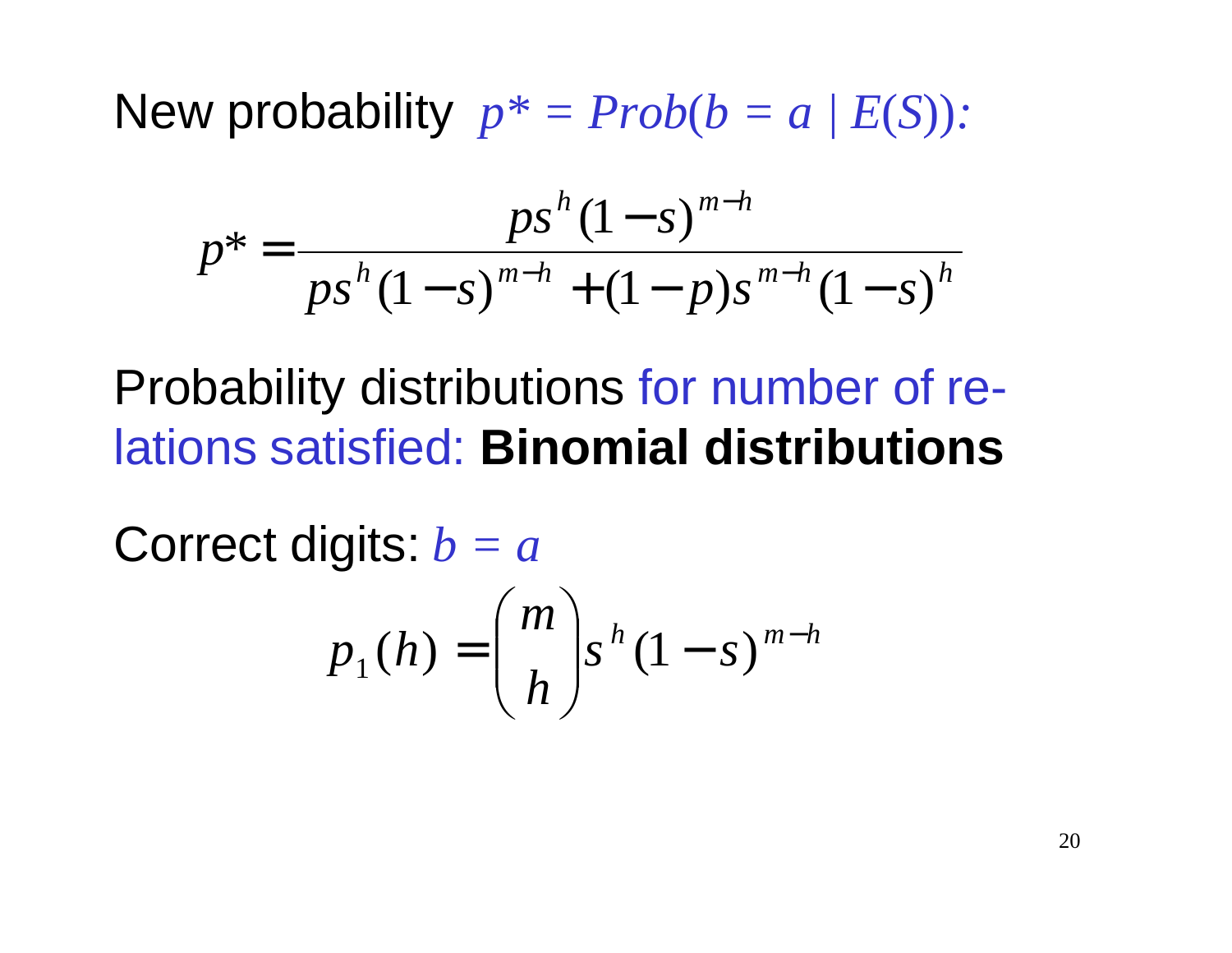New probability $p^* = Prob(b = a \mid E(S))$:

$$p^* = \frac{ps^h(1-s)^{m-h}}{ps^h(1-s)^{m-h} + (1-p)s^{m-h}(1-s)^h}$$

Probability distributions for number of relations satisfied: **Binomial distributions**

Correct digits: $b = a$

$$p_1(h) = \binom{m}{h} s^h (1-s)^{m-h}$$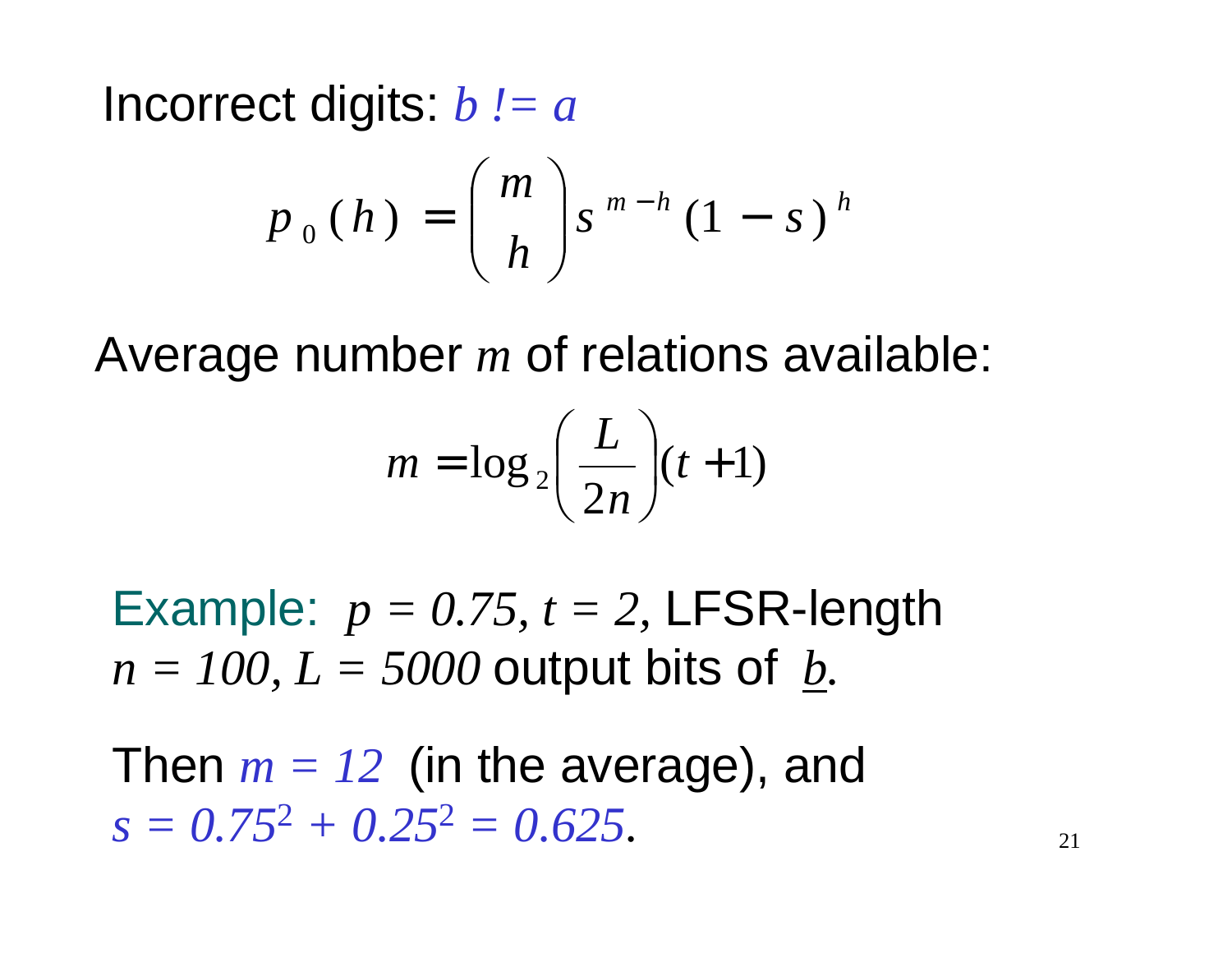Incorrect digits: $b \mathrel{!}= a$

$$p_0(h) = \binom{m}{h} s^{m-h} (1-s)^h$$

Average number $m$ of relations available:

$$m = \log_2\left(\frac{L}{2n}\right)(t+1)$$

Example: $p = 0.75$, $t = 2$, LFSR-length $n = 100$, $L = 5000$ output bits of $\underline{b}$.

Then $m = 12$ (in the average), and $s = 0.75^2 + 0.25^2 = 0.625$.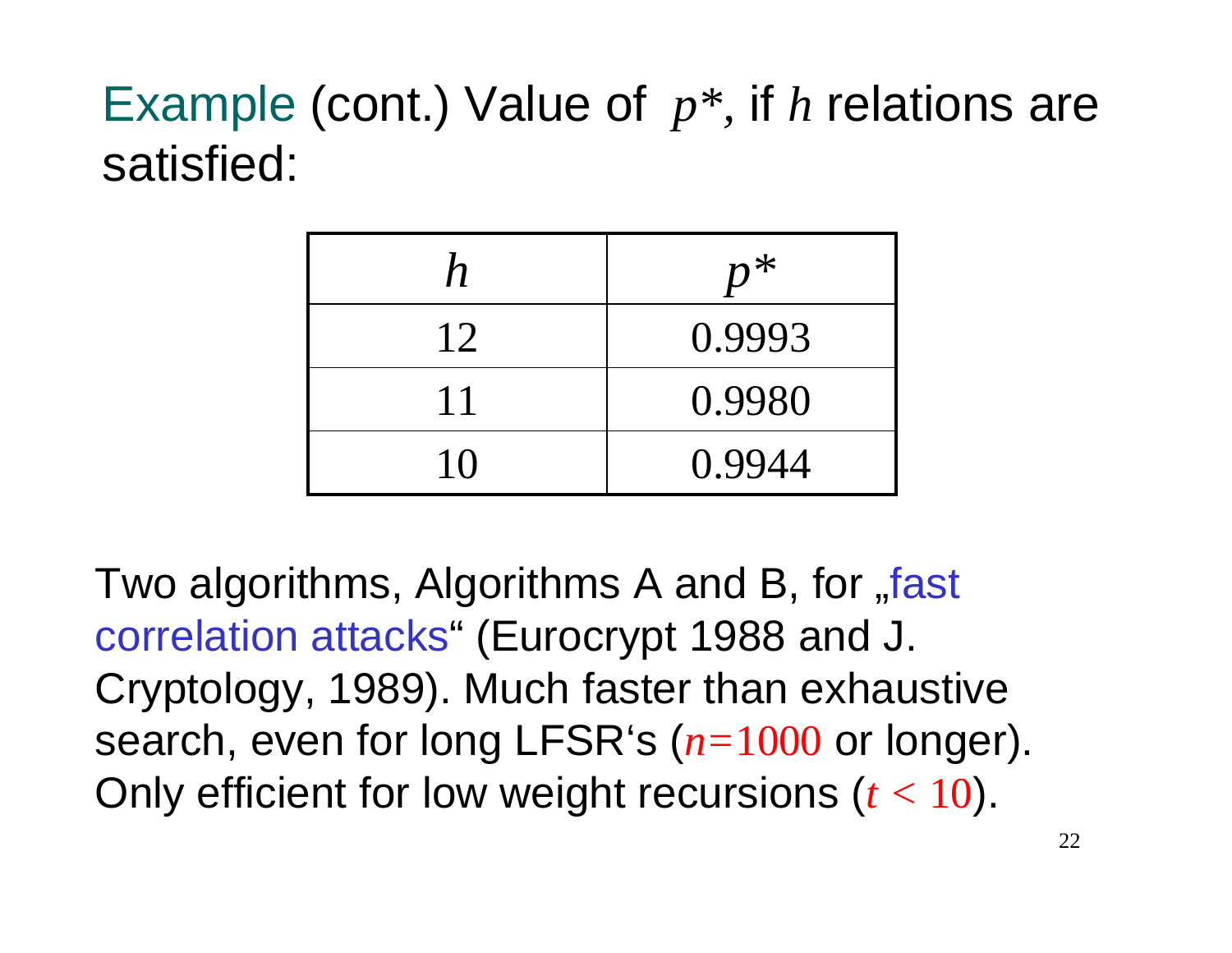# Example (cont.) Value of $p^*$, if $h$ relations are satisfied:

| $h$ | $p^*$ |
|---|---|
| 12 | 0.9993 |
| 11 | 0.9980 |
| 10 | 0.9944 |

Two algorithms, Algorithms A and B, for „fast correlation attacks" (Eurocrypt 1988 and J. Cryptology, 1989). Much faster than exhaustive search, even for long LFSR's ($n=1000$ or longer). Only efficient for low weight recursions ($t < 10$).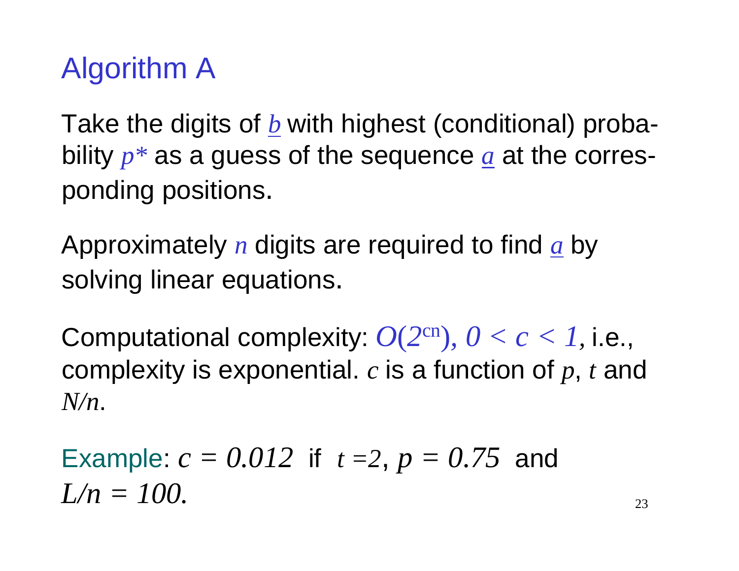# Algorithm A

Take the digits of $\underline{b}$ with highest (conditional) probability $p^*$ as a guess of the sequence $\underline{a}$ at the corresponding positions.

Approximately $n$ digits are required to find $\underline{a}$ by solving linear equations.

Computational complexity: $O(2^{cn}),\ 0 < c < 1,$ i.e., complexity is exponential. $c$ is a function of $p$, $t$ and $N/n$.

Example: $c = 0.012$ if $t = 2$, $p = 0.75$ and $L/n = 100.$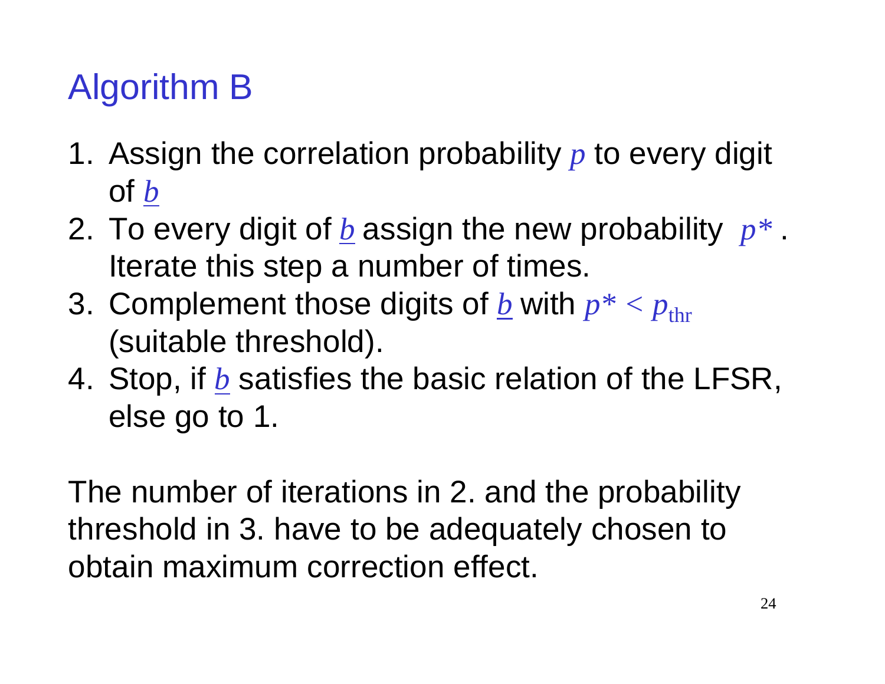# Algorithm B

1. Assign the correlation probability $p$ to every digit of $\underline{b}$
2. To every digit of $\underline{b}$ assign the new probability $p^*$. Iterate this step a number of times.
3. Complement those digits of $\underline{b}$ with $p^* < p_{\text{thr}}$ (suitable threshold).
4. Stop, if $\underline{b}$ satisfies the basic relation of the LFSR, else go to 1.

The number of iterations in 2. and the probability threshold in 3. have to be adequately chosen to obtain maximum correction effect.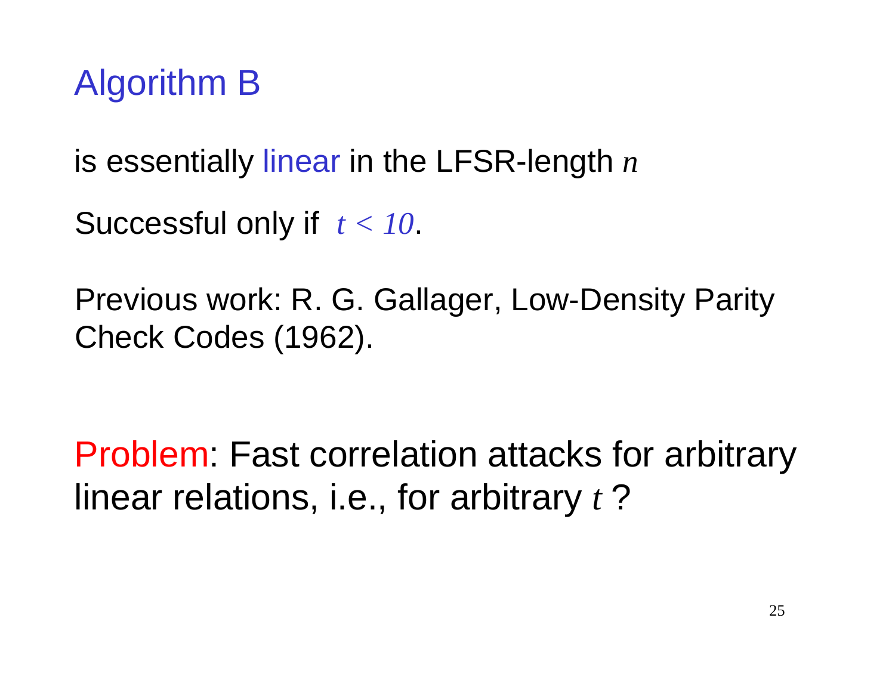# Algorithm B

is essentially linear in the LFSR-length $n$

Successful only if $t < 10$.

Previous work: R. G. Gallager, Low-Density Parity Check Codes (1962).

Problem: Fast correlation attacks for arbitrary linear relations, i.e., for arbitrary $t$ ?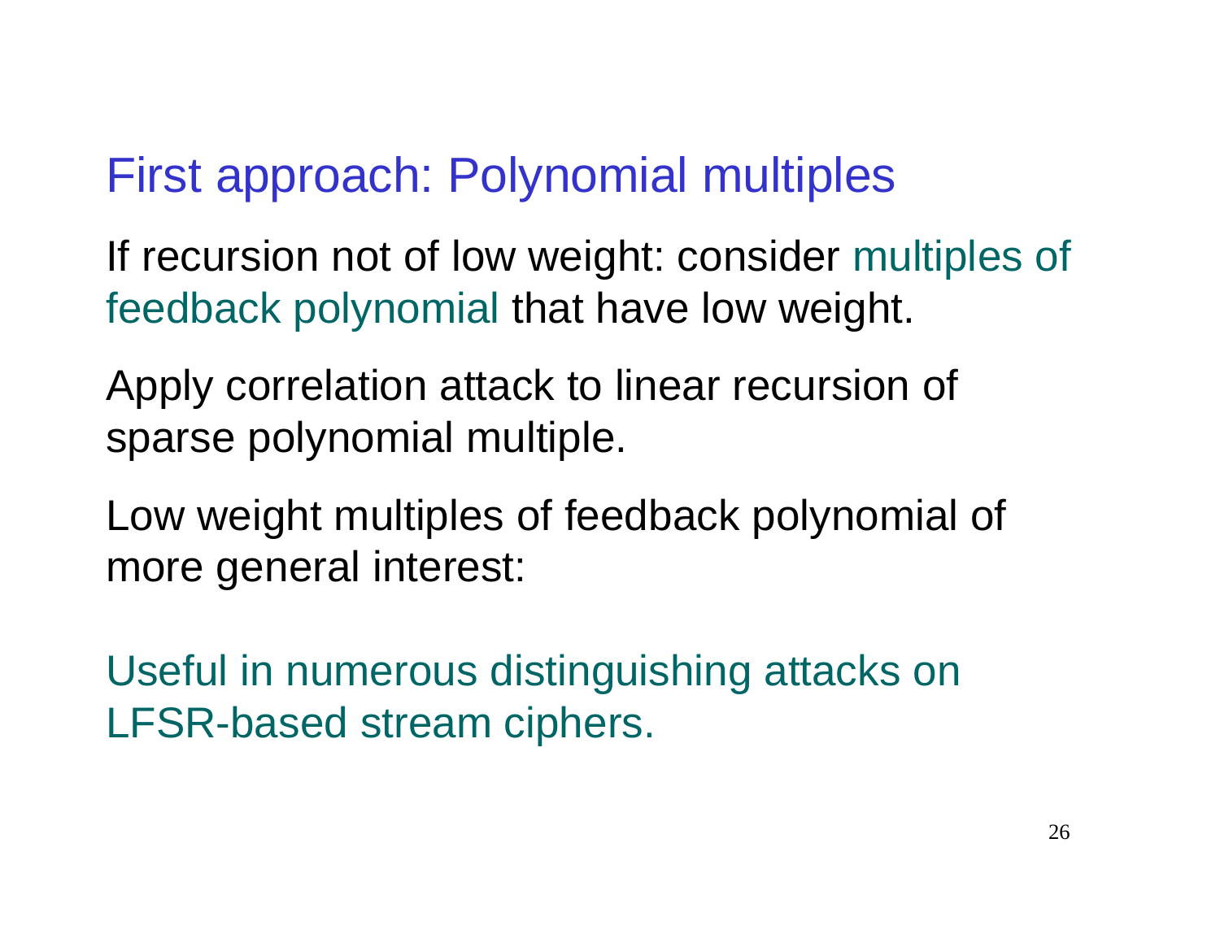# First approach: Polynomial multiples

If recursion not of low weight: consider multiples of feedback polynomial that have low weight.

Apply correlation attack to linear recursion of sparse polynomial multiple.

Low weight multiples of feedback polynomial of more general interest:

Useful in numerous distinguishing attacks on LFSR-based stream ciphers.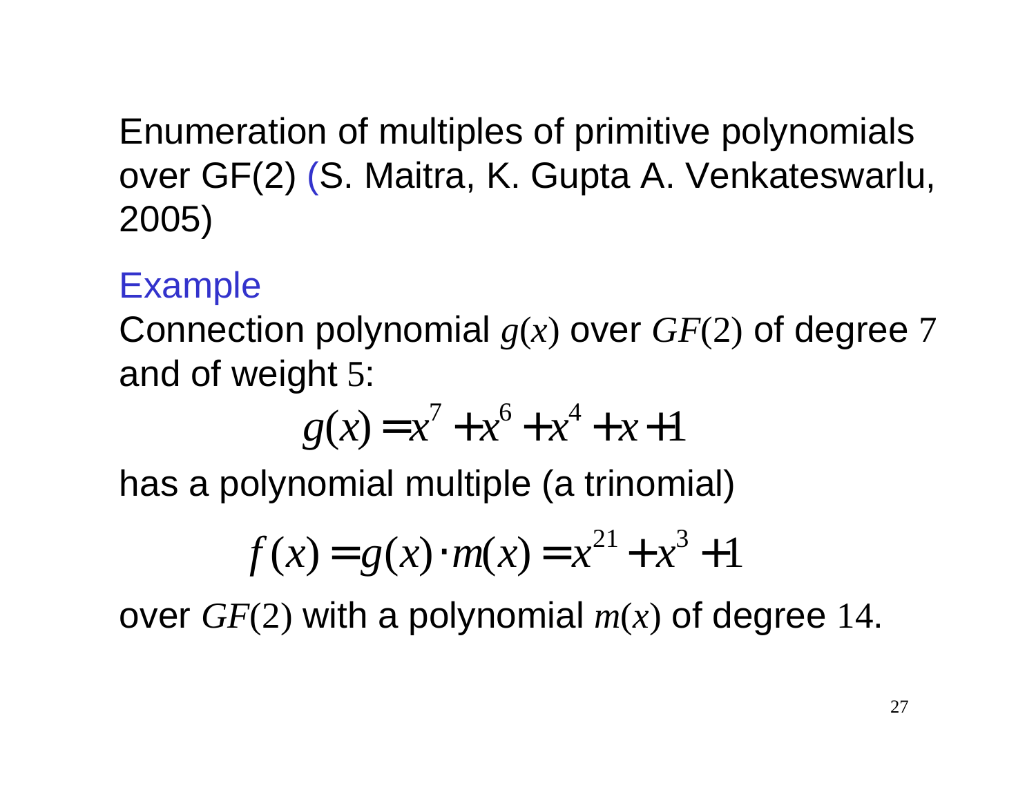Enumeration of multiples of primitive polynomials over GF(2) (S. Maitra, K. Gupta A. Venkateswarlu, 2005)

Example

Connection polynomial $g(x)$ over $GF(2)$ of degree $7$ and of weight $5$:

$$g(x) = x^7 + x^6 + x^4 + x + 1$$

has a polynomial multiple (a trinomial)

$$f(x) = g(x) \cdot m(x) = x^{21} + x^3 + 1$$

over $GF(2)$ with a polynomial $m(x)$ of degree $14$.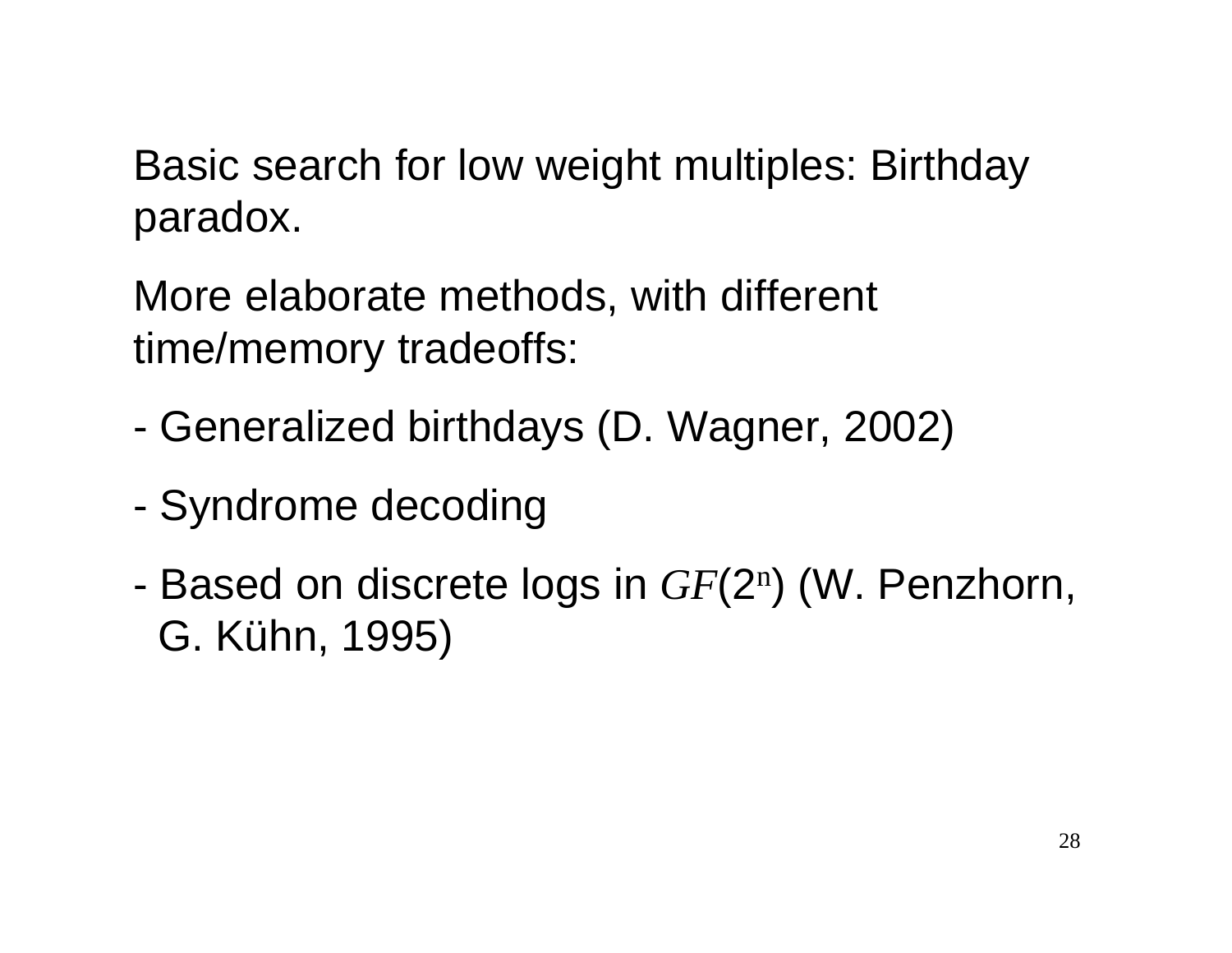Basic search for low weight multiples: Birthday paradox.

More elaborate methods, with different time/memory tradeoffs:

- Generalized birthdays (D. Wagner, 2002)
- Syndrome decoding
- Based on discrete logs in $GF(2^n)$ (W. Penzhorn, G. Kühn, 1995)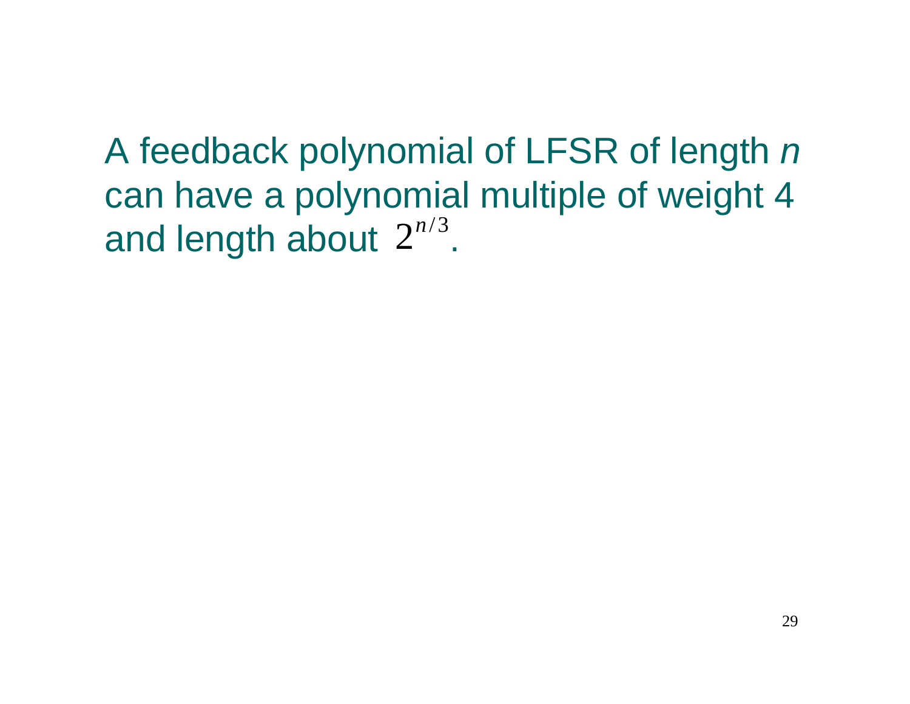A feedback polynomial of LFSR of length $n$ can have a polynomial multiple of weight 4 and length about $2^{n/3}$.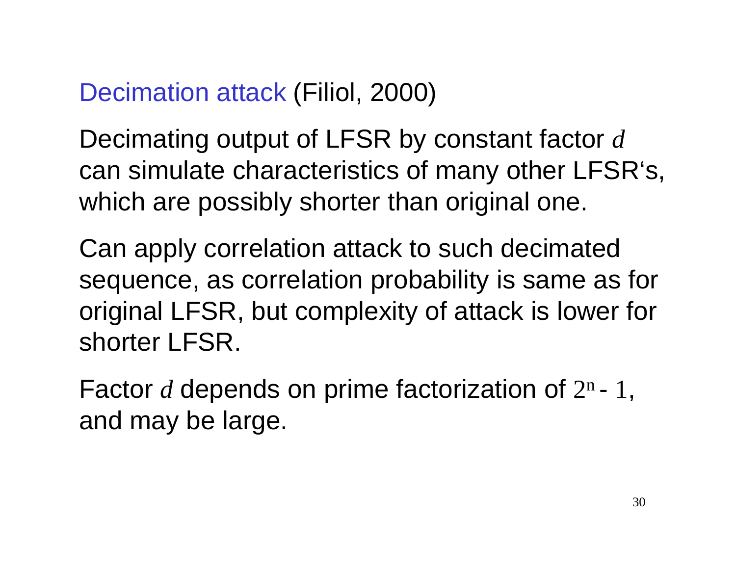## Decimation attack (Filiol, 2000)

Decimating output of LFSR by constant factor $d$ can simulate characteristics of many other LFSR's, which are possibly shorter than original one.

Can apply correlation attack to such decimated sequence, as correlation probability is same as for original LFSR, but complexity of attack is lower for shorter LFSR.

Factor $d$ depends on prime factorization of $2^n - 1$, and may be large.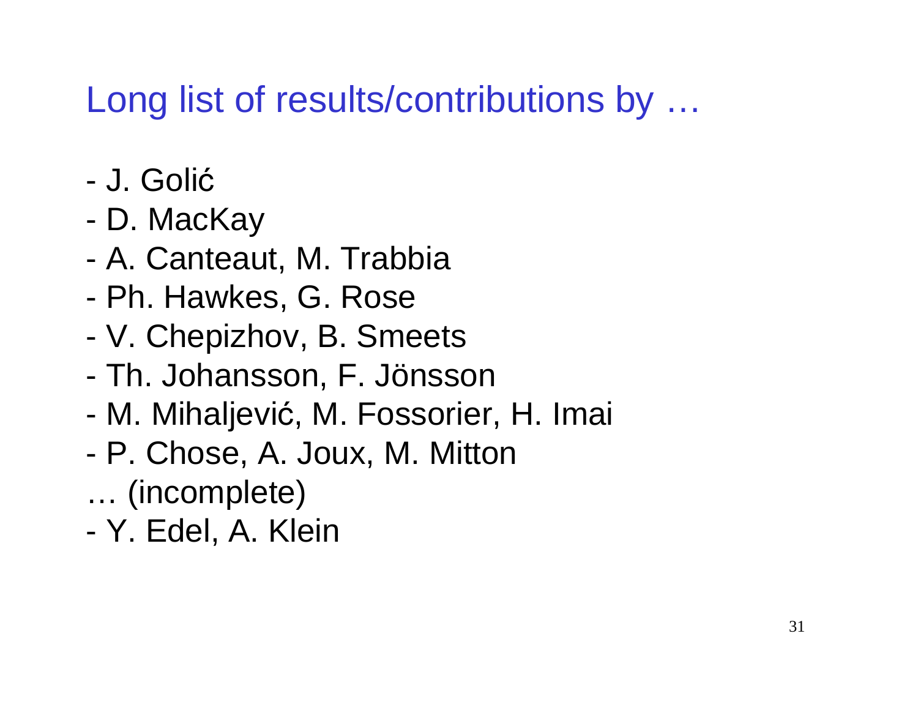# Long list of results/contributions by …

- J. Golić
- D. MacKay
- A. Canteaut, M. Trabbia
- Ph. Hawkes, G. Rose
- V. Chepizhov, B. Smeets
- Th. Johansson, F. Jönsson
- M. Mihaljević, M. Fossorier, H. Imai
- P. Chose, A. Joux, M. Mitton

… (incomplete)

- Y. Edel, A. Klein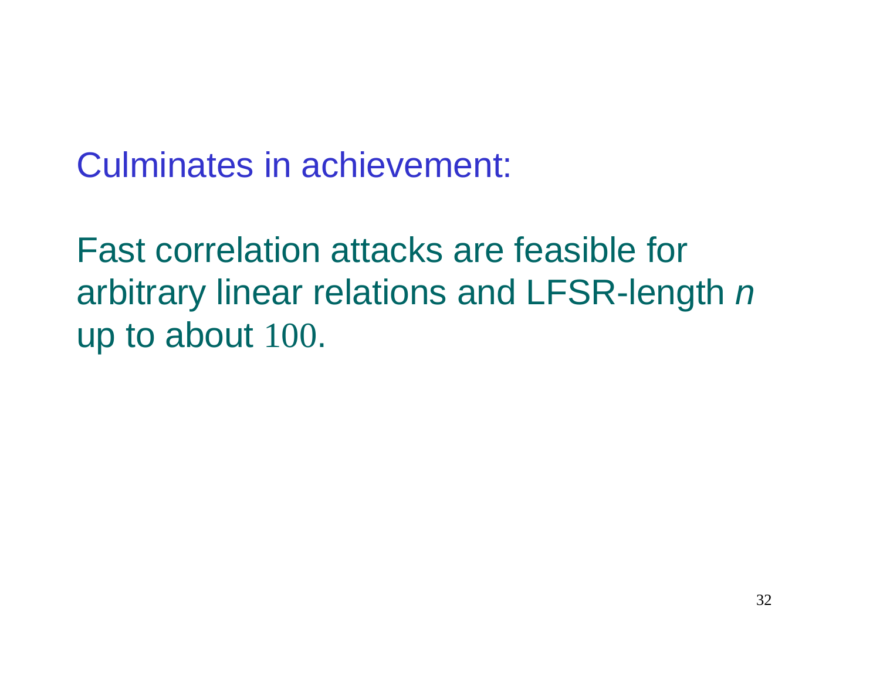Culminates in achievement:

Fast correlation attacks are feasible for arbitrary linear relations and LFSR-length $n$ up to about $100$.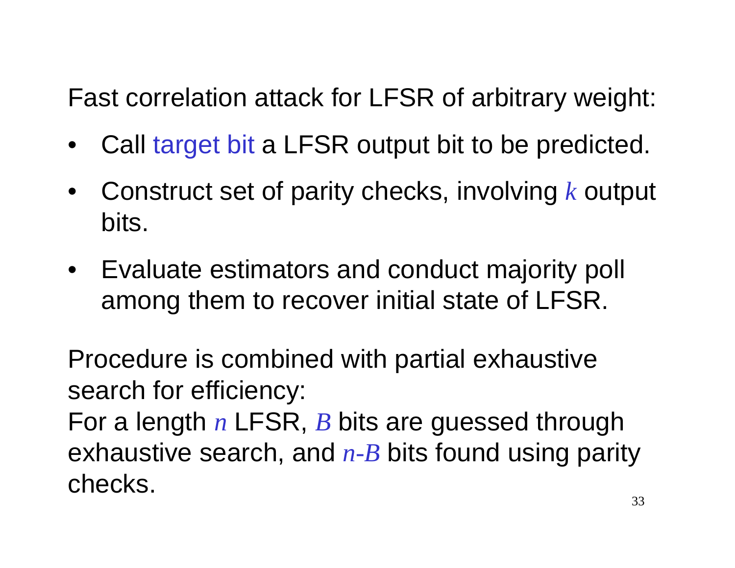Fast correlation attack for LFSR of arbitrary weight:

- Call target bit a LFSR output bit to be predicted.
- Construct set of parity checks, involving $k$ output bits.
- Evaluate estimators and conduct majority poll among them to recover initial state of LFSR.

Procedure is combined with partial exhaustive search for efficiency:
For a length $n$ LFSR, $B$ bits are guessed through exhaustive search, and $n$-$B$ bits found using parity checks.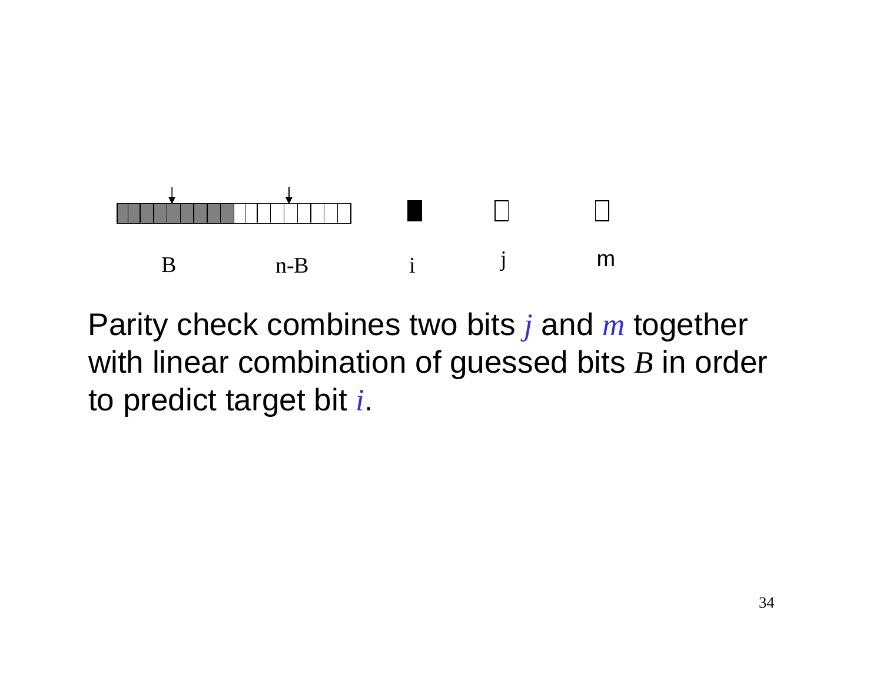B n-B i j m

Parity check combines two bits $j$ and $m$ together with linear combination of guessed bits $B$ in order to predict target bit $i$.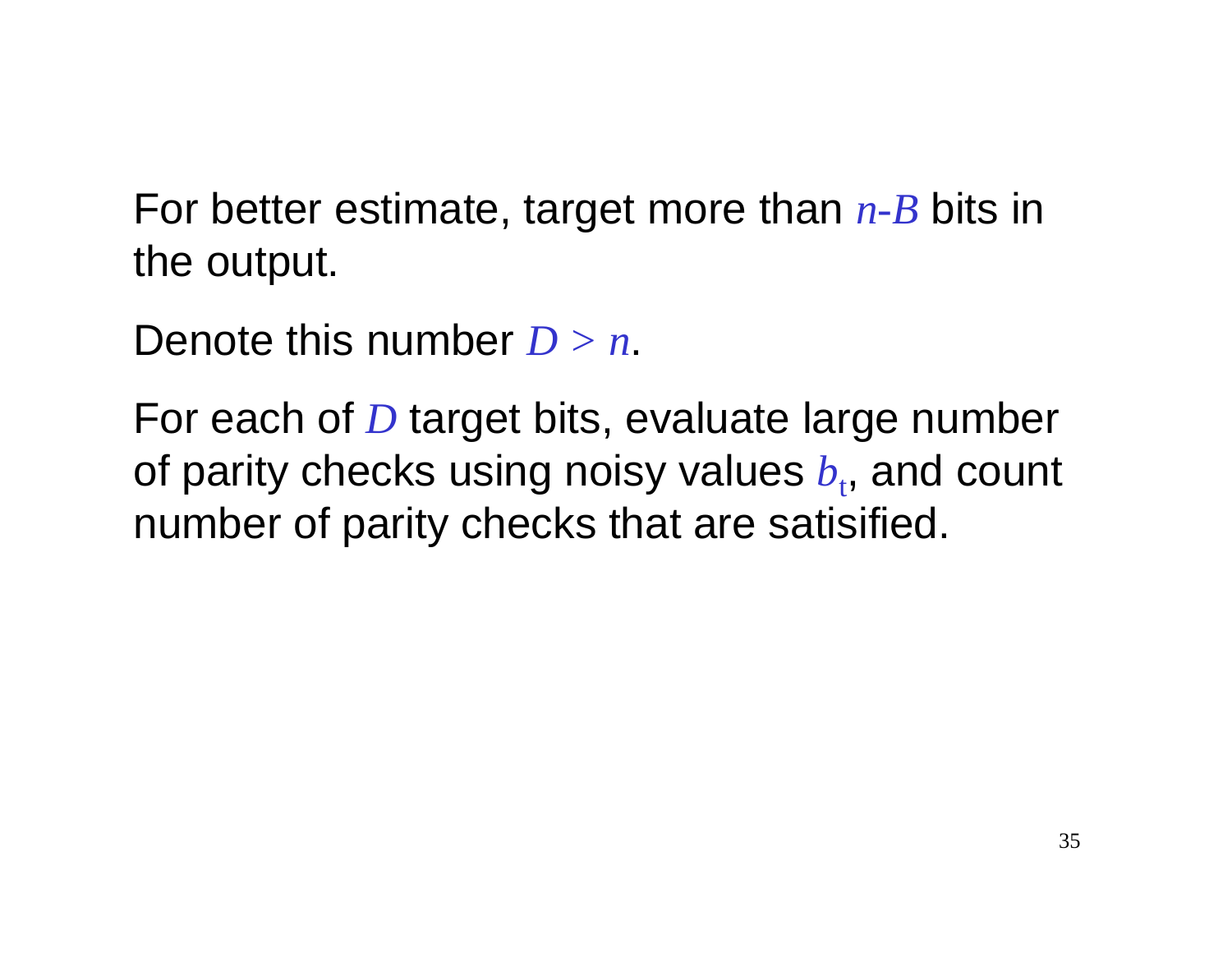For better estimate, target more than $n$-$B$ bits in the output.

Denote this number $D > n$.

For each of $D$ target bits, evaluate large number of parity checks using noisy values $b_t$, and count number of parity checks that are satisified.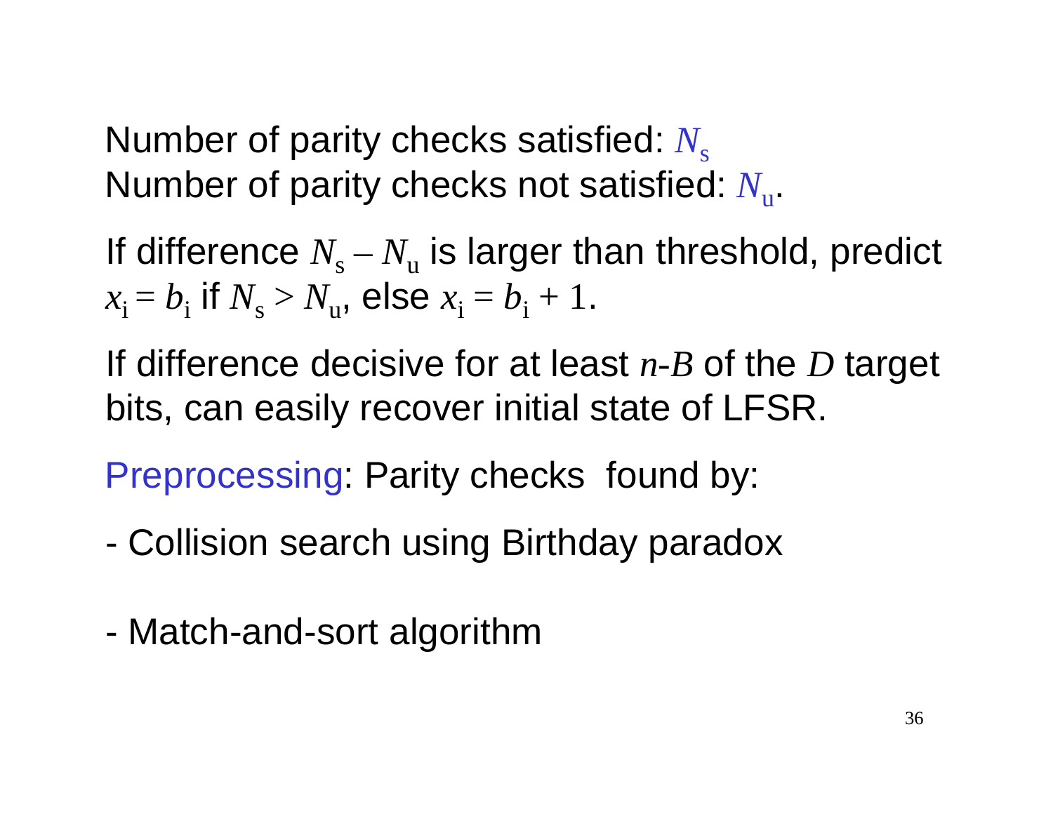Number of parity checks satisfied: $N_s$
Number of parity checks not satisfied: $N_u$.

If difference $N_s - N_u$ is larger than threshold, predict $x_i = b_i$ if $N_s > N_u$, else $x_i = b_i + 1$.

If difference decisive for at least $n$-$B$ of the $D$ target bits, can easily recover initial state of LFSR.

Preprocessing: Parity checks found by:

- Collision search using Birthday paradox

- Match-and-sort algorithm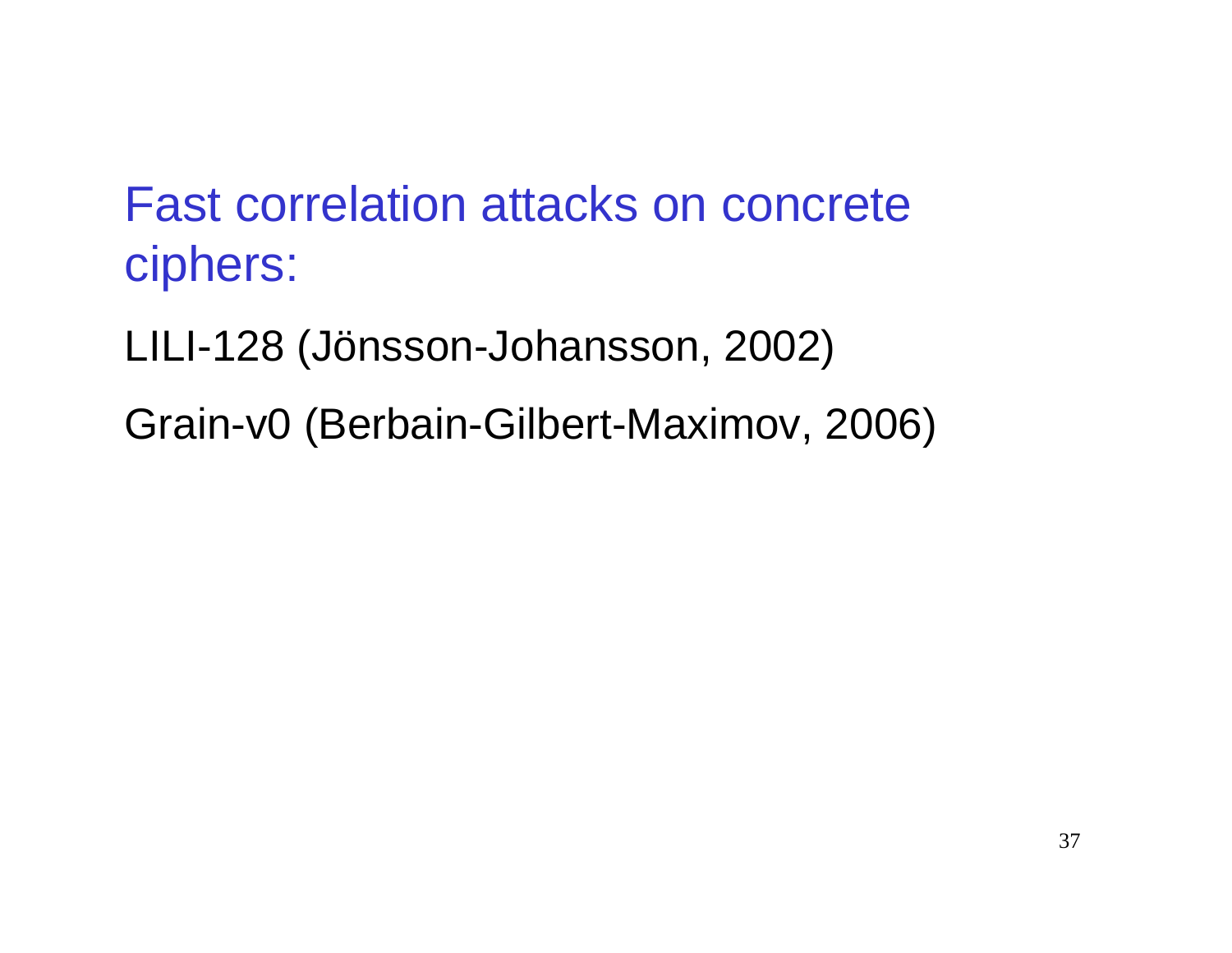## Fast correlation attacks on concrete ciphers:

LILI-128 (Jönsson-Johansson, 2002)

Grain-v0 (Berbain-Gilbert-Maximov, 2006)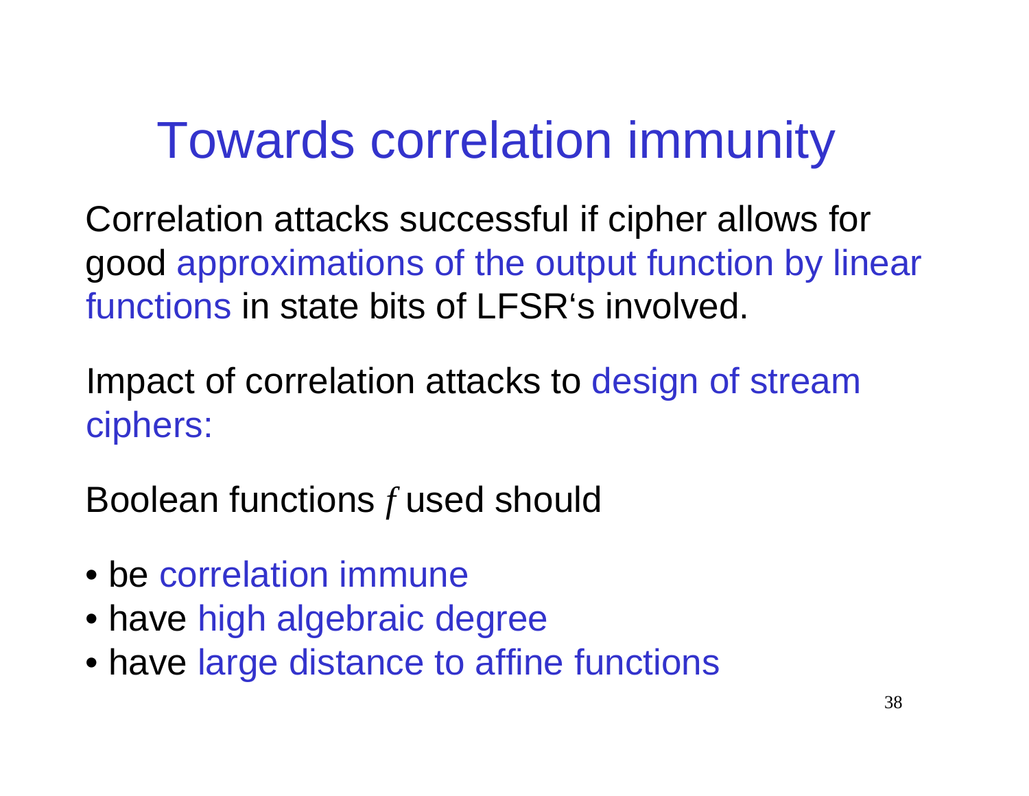# Towards correlation immunity

Correlation attacks successful if cipher allows for good approximations of the output function by linear functions in state bits of LFSR‘s involved.

Impact of correlation attacks to design of stream ciphers:

Boolean functions $f$ used should

- be correlation immune
- have high algebraic degree
- have large distance to affine functions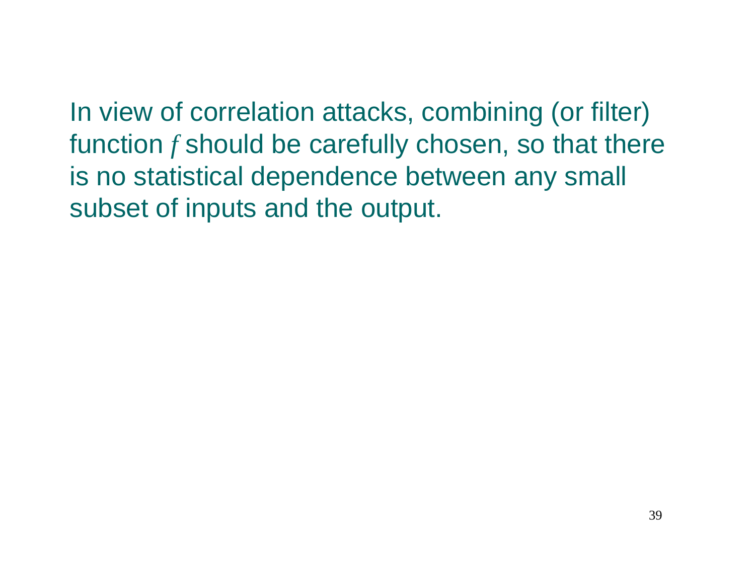In view of correlation attacks, combining (or filter) function $f$ should be carefully chosen, so that there is no statistical dependence between any small subset of inputs and the output.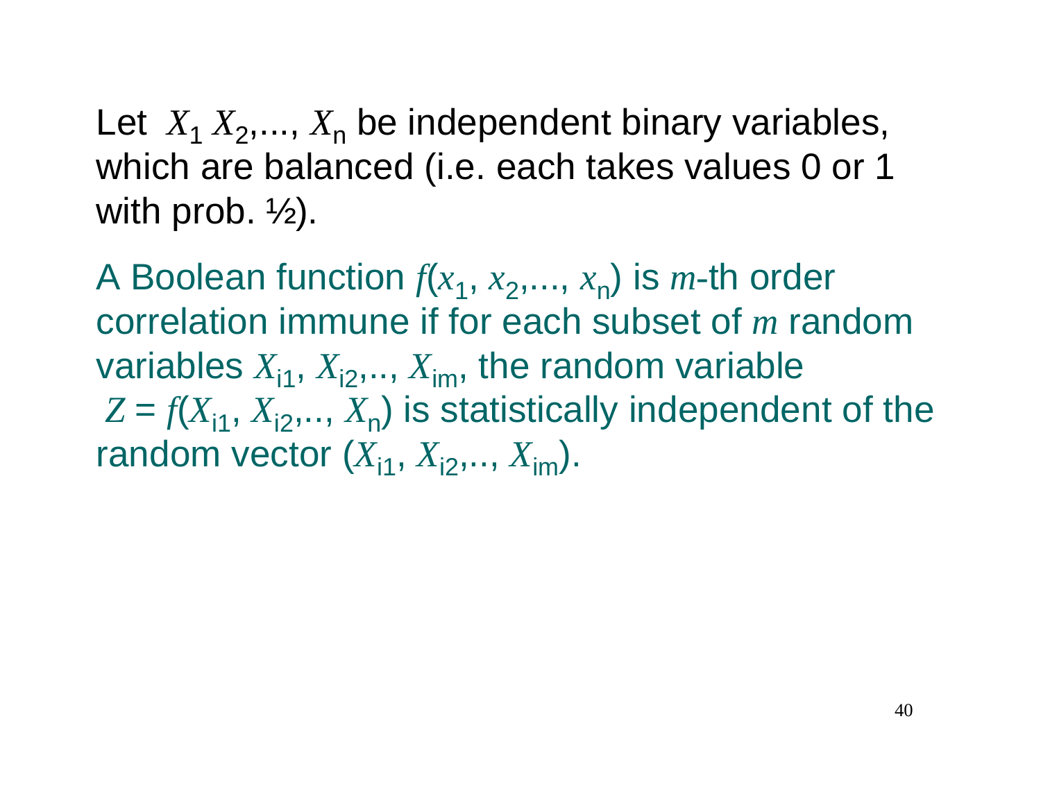Let $X_1$ $X_2$,..., $X_n$ be independent binary variables, which are balanced (i.e. each takes values 0 or 1 with prob. ½).

A Boolean function $f(x_1, x_2,..., x_n)$ is $m$-th order correlation immune if for each subset of $m$ random variables $X_{i1}$, $X_{i2}$,.., $X_{im}$, the random variable $Z = f(X_{i1}, X_{i2},.., X_n)$ is statistically independent of the random vector $(X_{i1}, X_{i2},.., X_{im})$.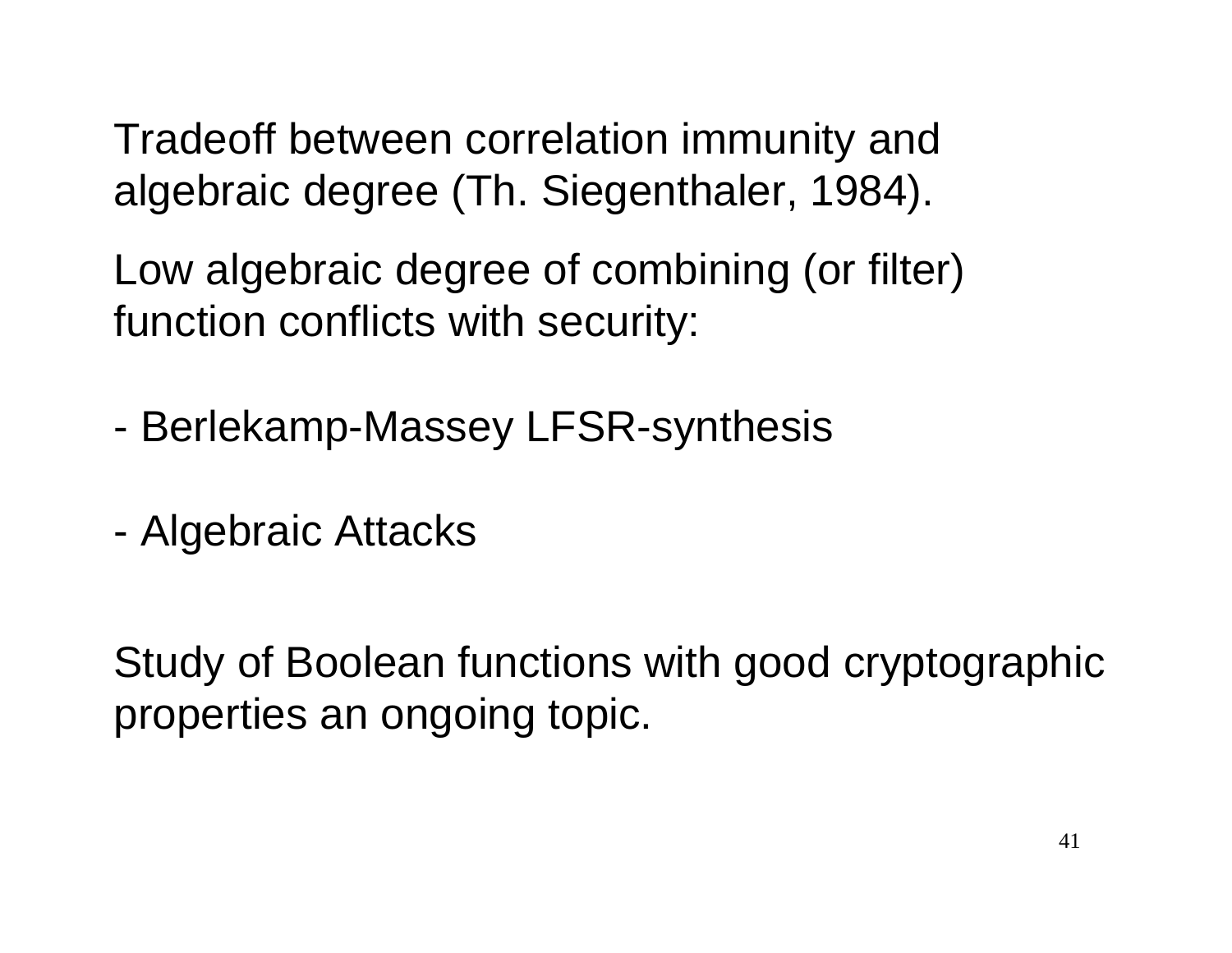Tradeoff between correlation immunity and algebraic degree (Th. Siegenthaler, 1984).

Low algebraic degree of combining (or filter) function conflicts with security:

- Berlekamp-Massey LFSR-synthesis

- Algebraic Attacks

Study of Boolean functions with good cryptographic properties an ongoing topic.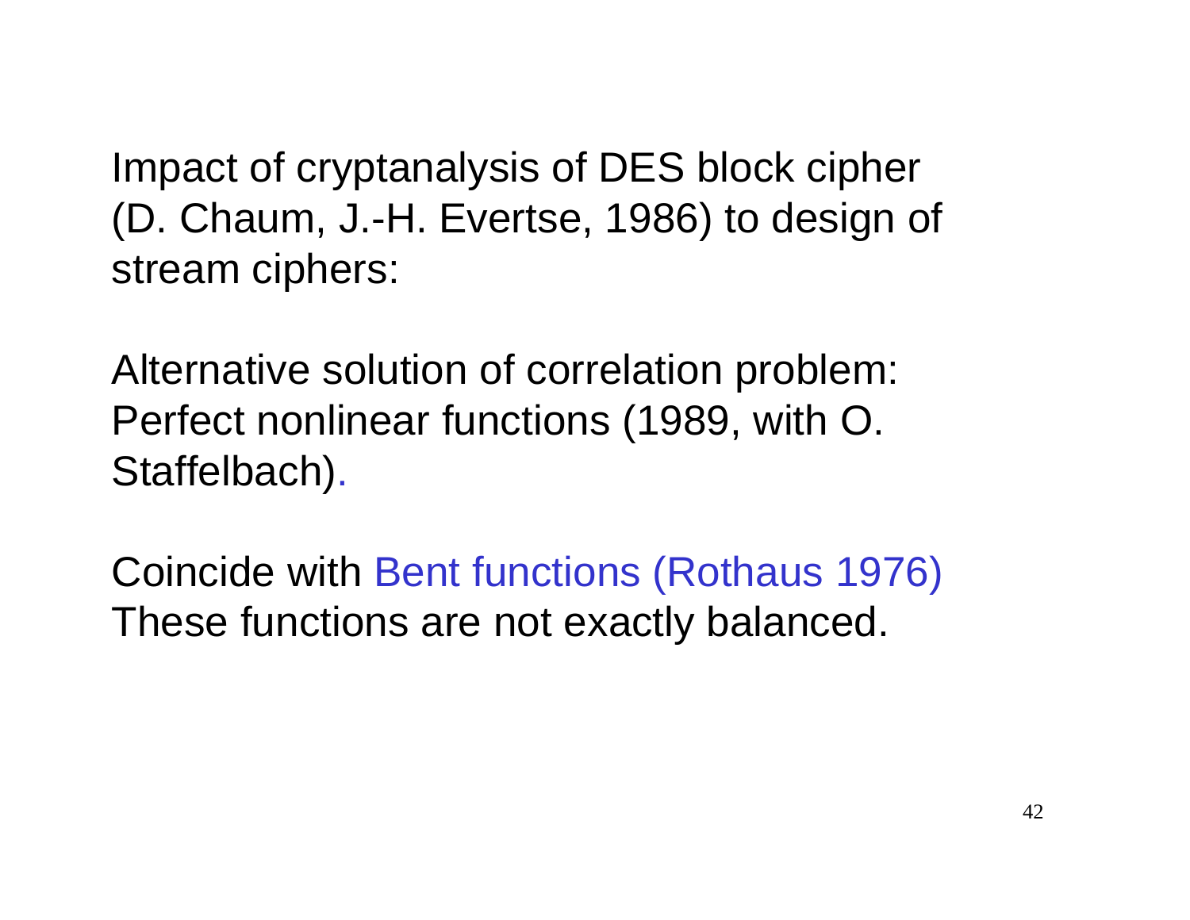Impact of cryptanalysis of DES block cipher (D. Chaum, J.-H. Evertse, 1986) to design of stream ciphers:

Alternative solution of correlation problem: Perfect nonlinear functions (1989, with O. Staffelbach).

Coincide with Bent functions (Rothaus 1976)
These functions are not exactly balanced.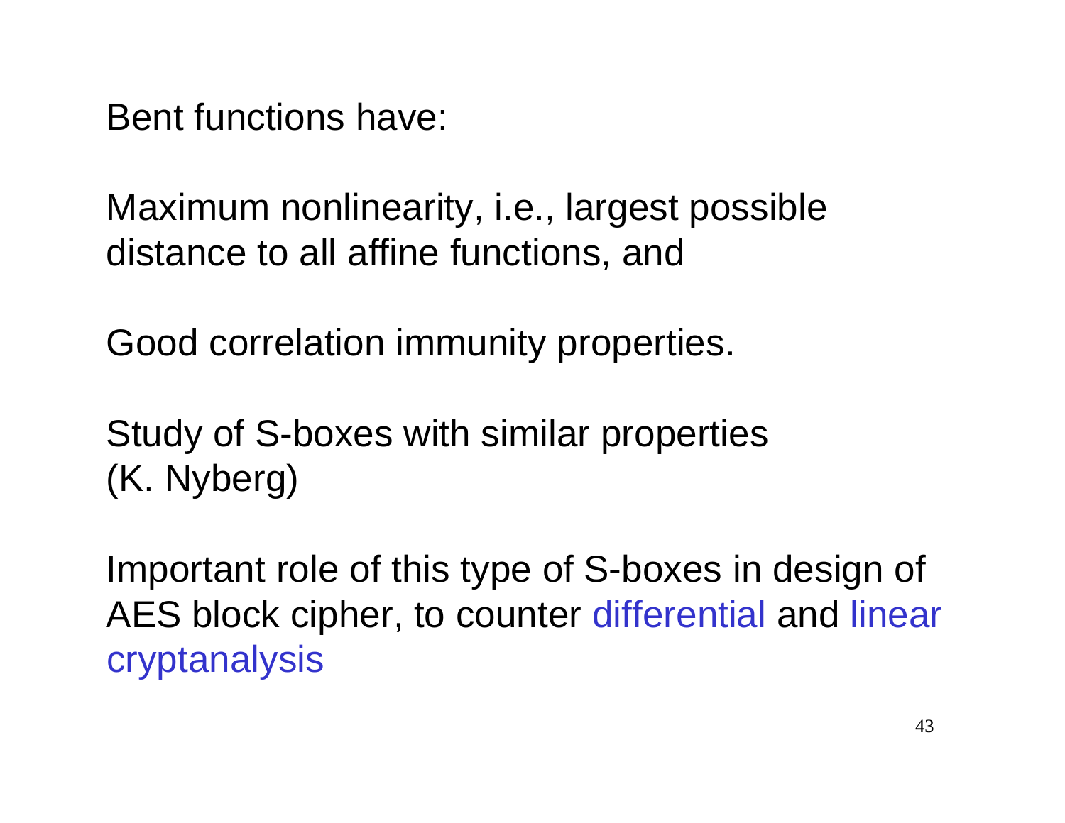Bent functions have:

Maximum nonlinearity, i.e., largest possible distance to all affine functions, and

Good correlation immunity properties.

Study of S-boxes with similar properties (K. Nyberg)

Important role of this type of S-boxes in design of AES block cipher, to counter differential and linear cryptanalysis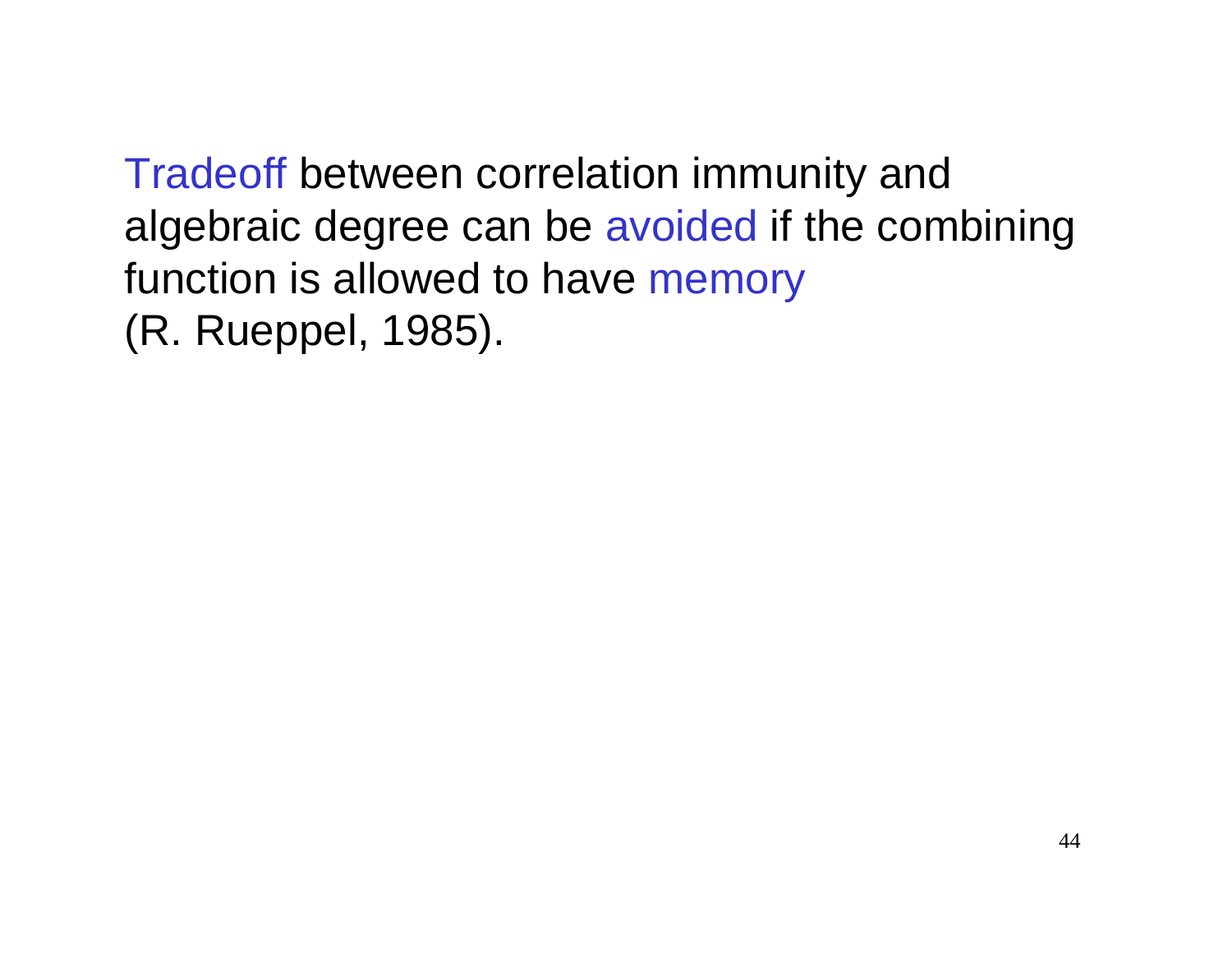Tradeoff between correlation immunity and algebraic degree can be avoided if the combining function is allowed to have memory
(R. Rueppel, 1985).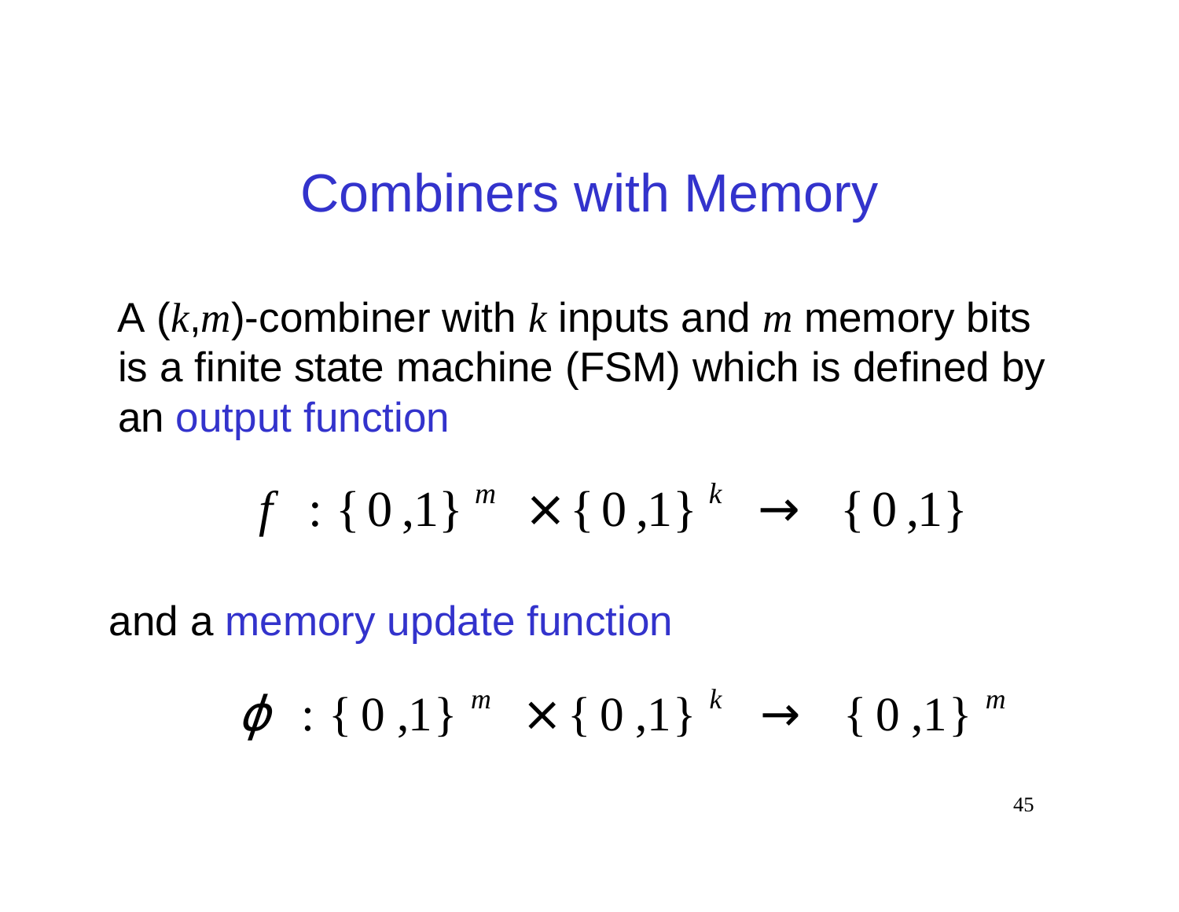# Combiners with Memory

A $(k,m)$-combiner with $k$ inputs and $m$ memory bits is a finite state machine (FSM) which is defined by an output function

$$f : \{0,1\}^m \times \{0,1\}^k \rightarrow \{0,1\}$$

and a memory update function

$$\phi : \{0,1\}^m \times \{0,1\}^k \rightarrow \{0,1\}^m$$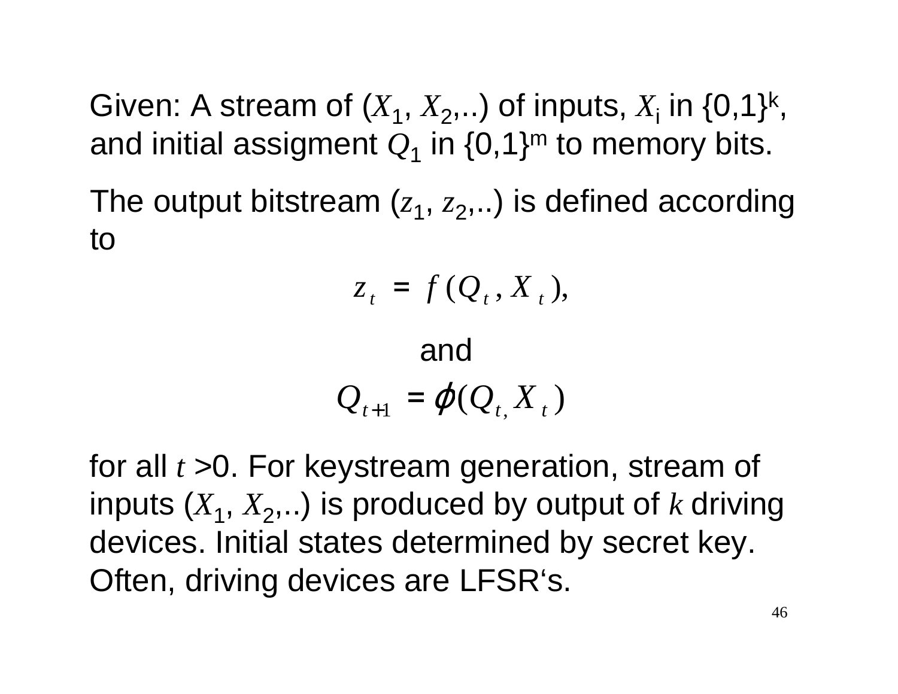Given: A stream of ($X_1$, $X_2$,..) of inputs, $X_i$ in $\{0,1\}^k$, and initial assigment $Q_1$ in $\{0,1\}^m$ to memory bits.

The output bitstream ($z_1$, $z_2$,..) is defined according to

$$z_t = f(Q_t, X_t),$$

and

$$Q_{t+1} = \varphi(Q_t, X_t)$$

for all $t > 0$. For keystream generation, stream of inputs ($X_1$, $X_2$,..) is produced by output of $k$ driving devices. Initial states determined by secret key. Often, driving devices are LFSR‘s.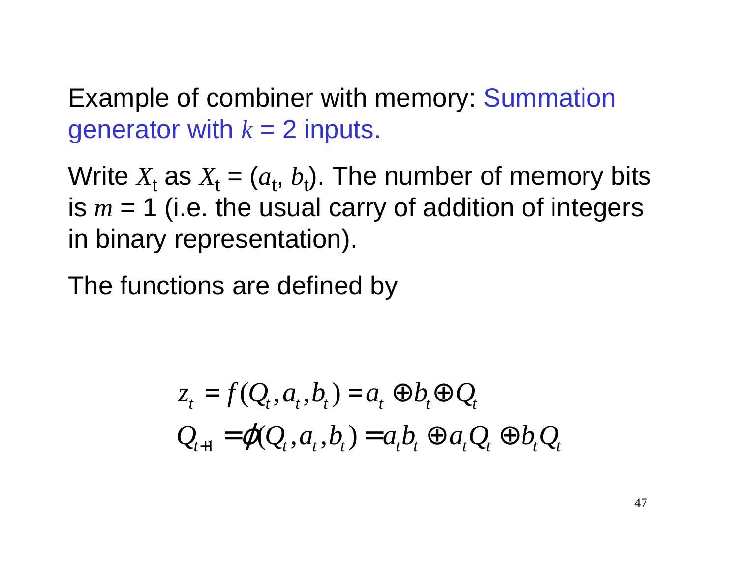Example of combiner with memory: Summation generator with $k$ = 2 inputs.

Write $X_t$ as $X_t = (a_t, b_t)$. The number of memory bits is $m$ = 1 (i.e. the usual carry of addition of integers in binary representation).

The functions are defined by

$$z_t = f(Q_t, a_t, b_t) = a_t \oplus b_t \oplus Q_t$$

$$Q_{t+1} = \varphi(Q_t, a_t, b_t) = a_t b_t \oplus a_t Q_t \oplus b_t Q_t$$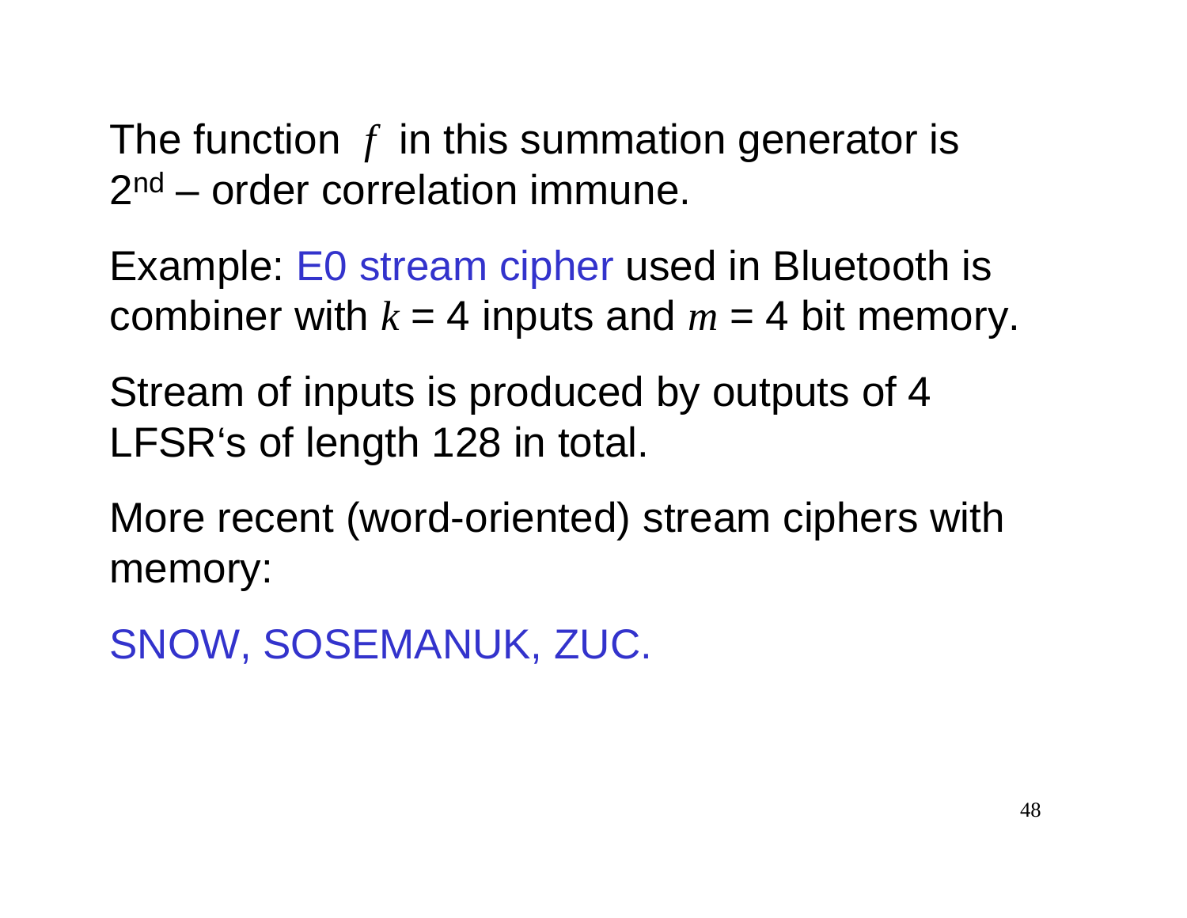The function $f$ in this summation generator is 2nd – order correlation immune.

Example: E0 stream cipher used in Bluetooth is combiner with $k = 4$ inputs and $m = 4$ bit memory.

Stream of inputs is produced by outputs of 4 LFSR's of length 128 in total.

More recent (word-oriented) stream ciphers with memory:

SNOW, SOSEMANUK, ZUC.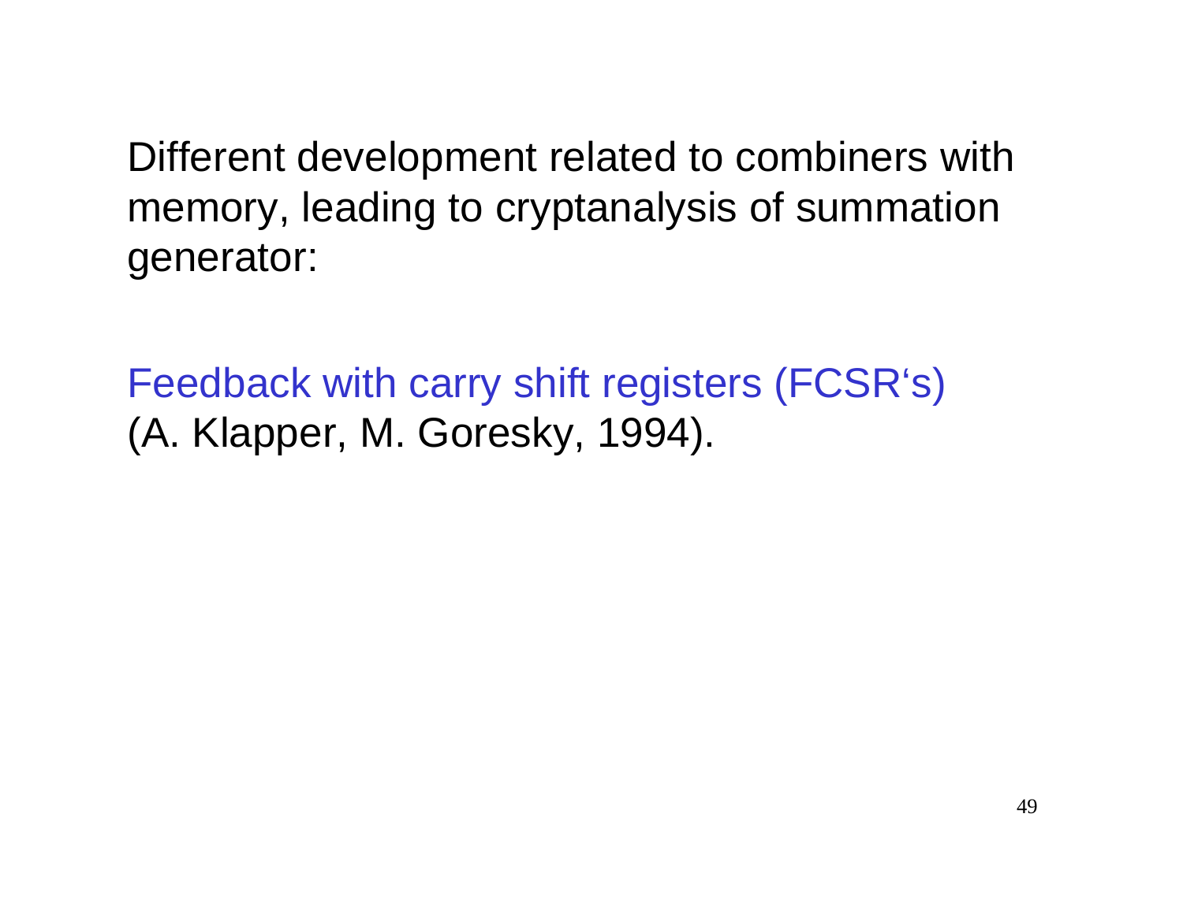Different development related to combiners with memory, leading to cryptanalysis of summation generator:

Feedback with carry shift registers (FCSR‘s) (A. Klapper, M. Goresky, 1994).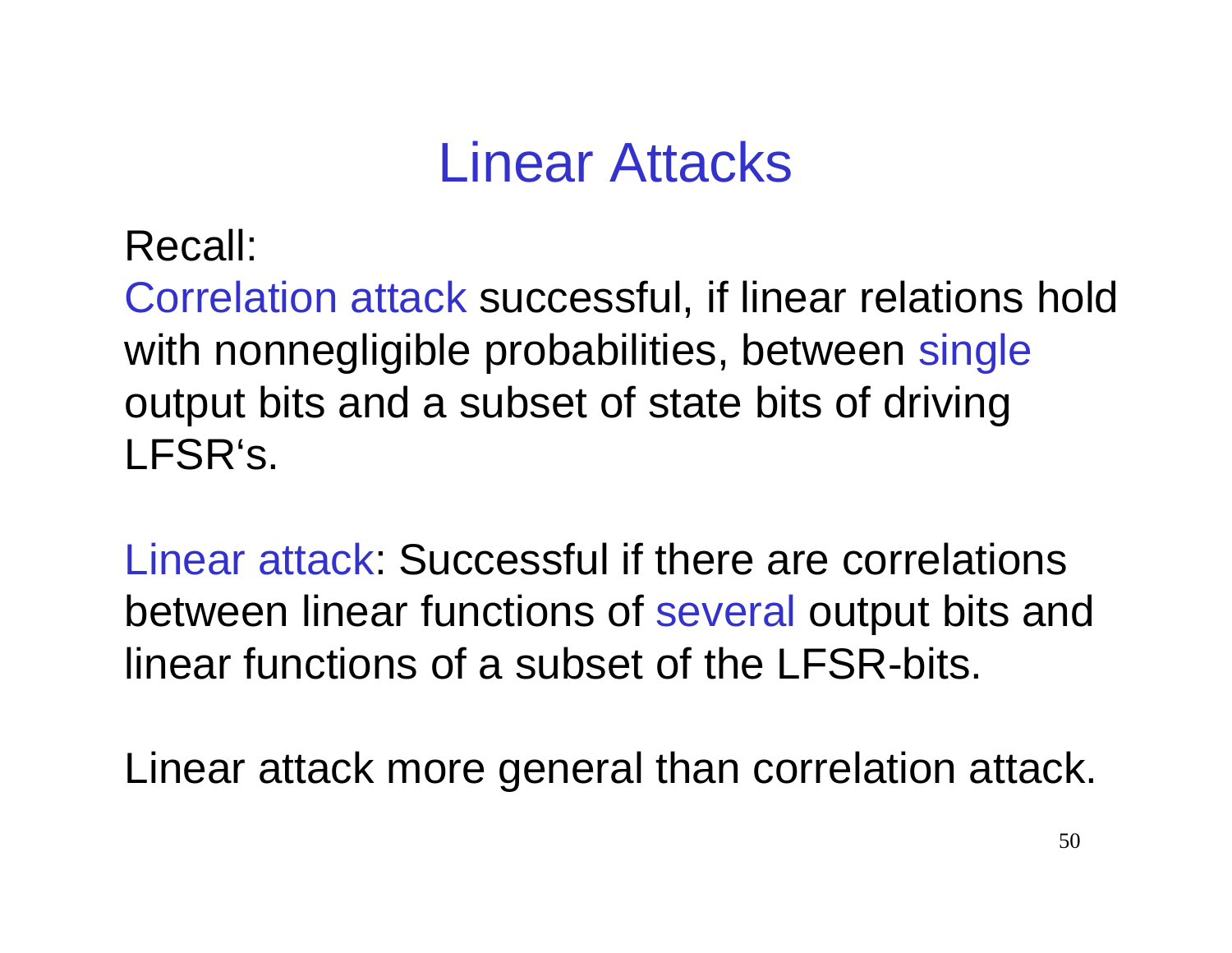# Linear Attacks

Recall:
Correlation attack successful, if linear relations hold with nonnegligible probabilities, between single output bits and a subset of state bits of driving LFSR‘s.

Linear attack: Successful if there are correlations between linear functions of several output bits and linear functions of a subset of the LFSR-bits.

Linear attack more general than correlation attack.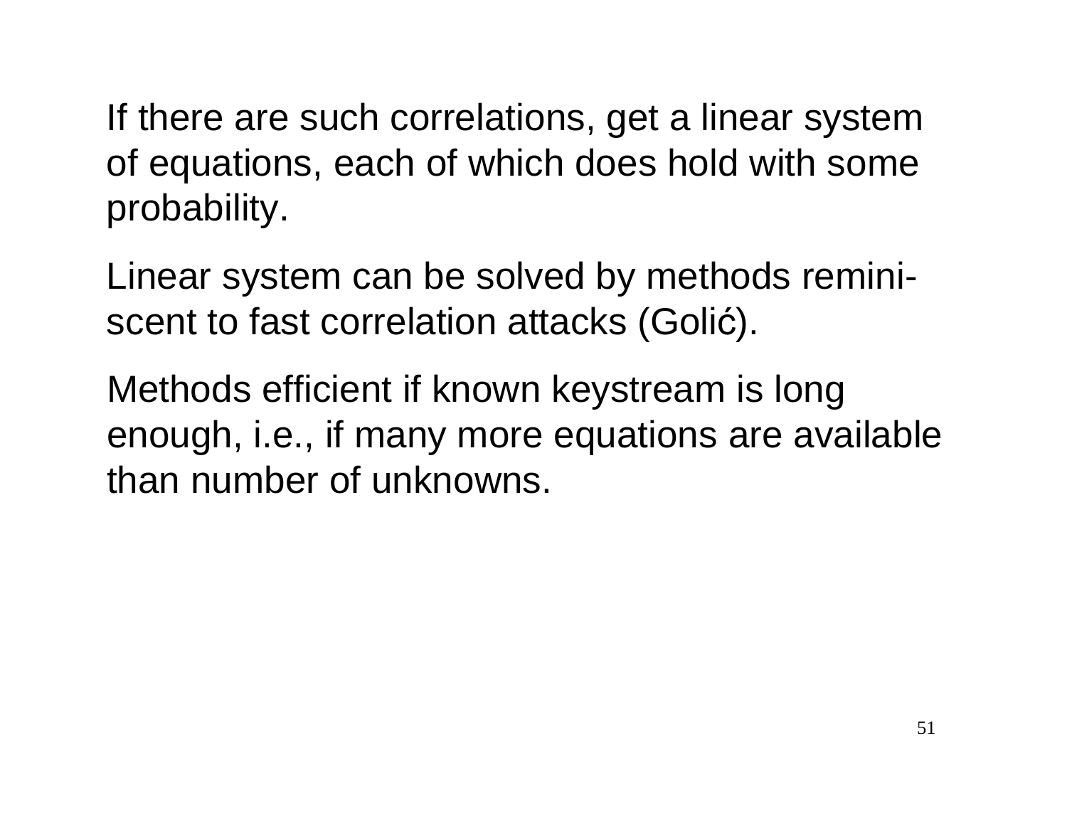If there are such correlations, get a linear system of equations, each of which does hold with some probability.

Linear system can be solved by methods reminiscent to fast correlation attacks (Golić).

Methods efficient if known keystream is long enough, i.e., if many more equations are available than number of unknowns.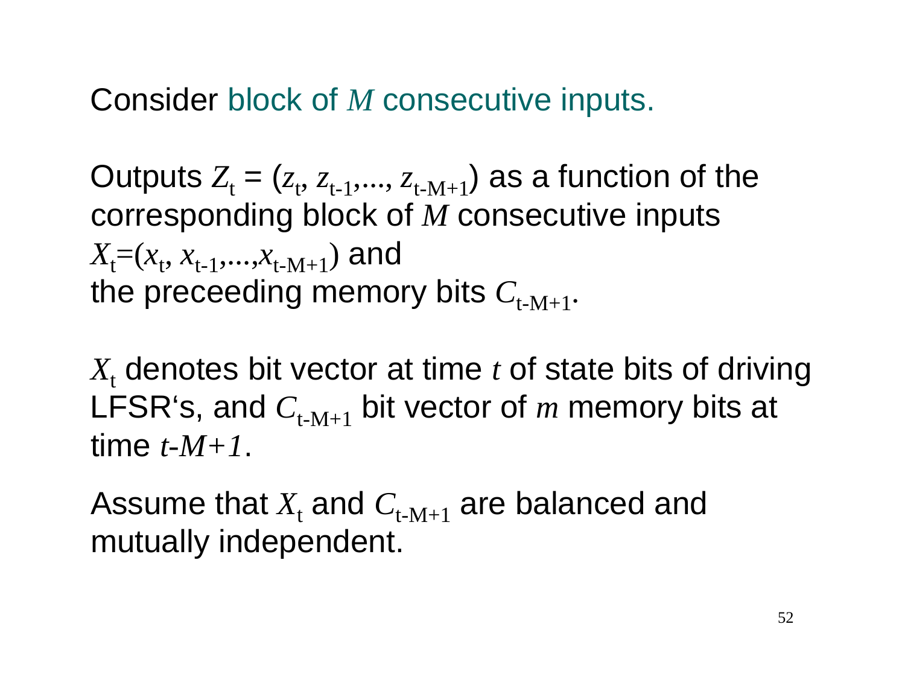Consider block of $M$ consecutive inputs.

Outputs $Z_t = (z_t, z_{t-1},..., z_{t-M+1})$ as a function of the corresponding block of $M$ consecutive inputs $X_t=(x_t, x_{t-1},...,x_{t-M+1})$ and the preceeding memory bits $C_{t-M+1}$.

$X_t$ denotes bit vector at time $t$ of state bits of driving LFSR's, and $C_{t-M+1}$ bit vector of $m$ memory bits at time $t$-$M+1$.

Assume that $X_t$ and $C_{t-M+1}$ are balanced and mutually independent.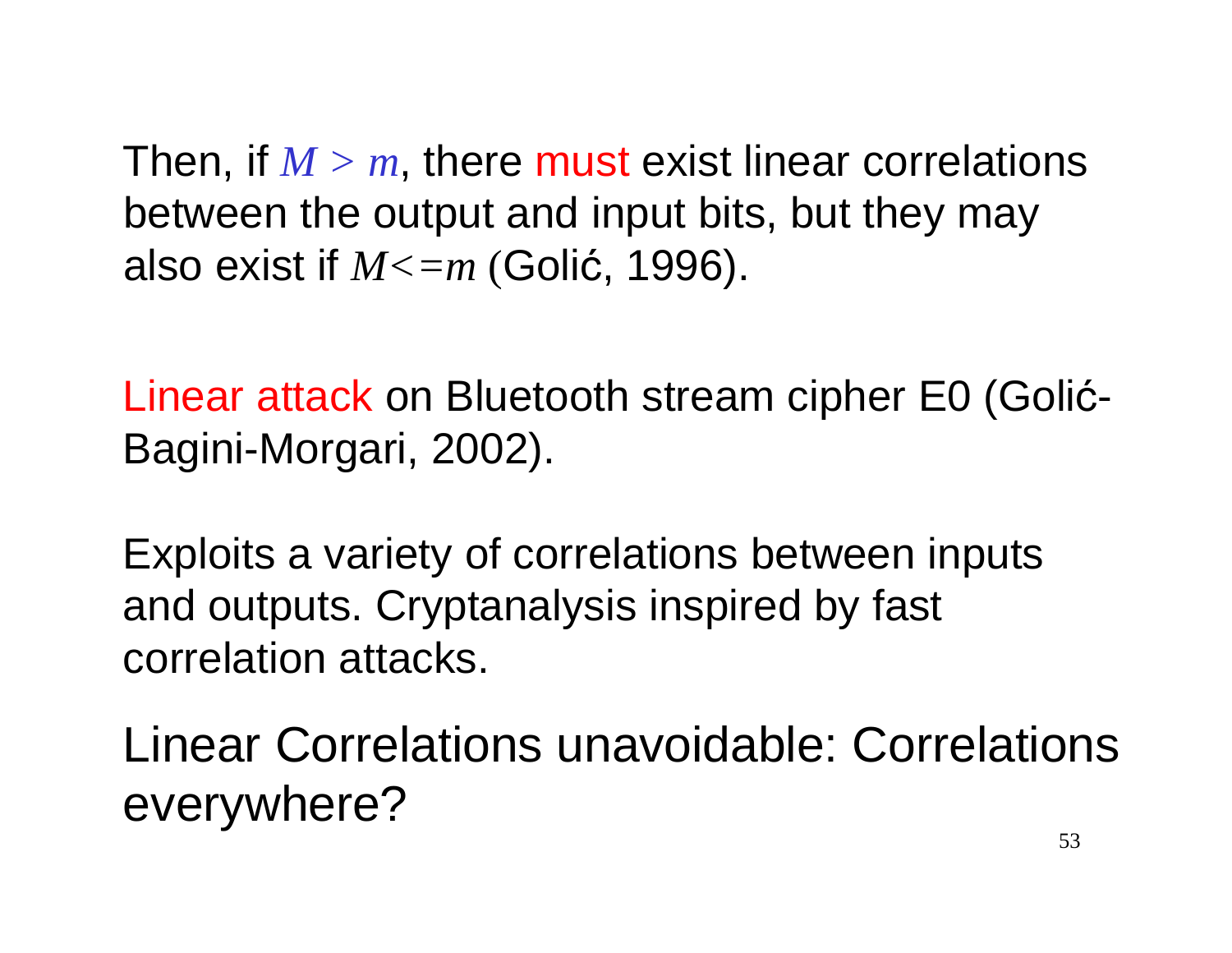Then, if $M > m$, there must exist linear correlations between the output and input bits, but they may also exist if $M <= m$ (Golić, 1996).

Linear attack on Bluetooth stream cipher E0 (Golić-Bagini-Morgari, 2002).

Exploits a variety of correlations between inputs and outputs. Cryptanalysis inspired by fast correlation attacks.

Linear Correlations unavoidable: Correlations everywhere?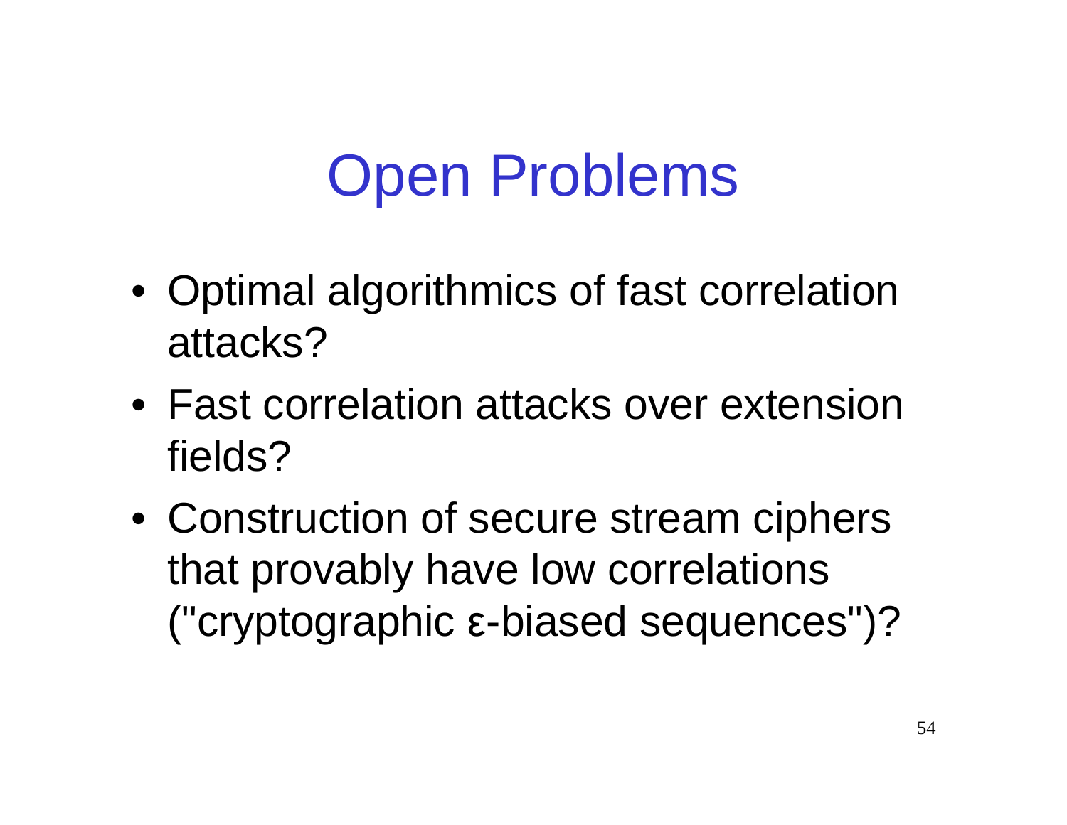# Open Problems

- Optimal algorithmics of fast correlation attacks?
- Fast correlation attacks over extension fields?
- Construction of secure stream ciphers that provably have low correlations ("cryptographic ε-biased sequences")?